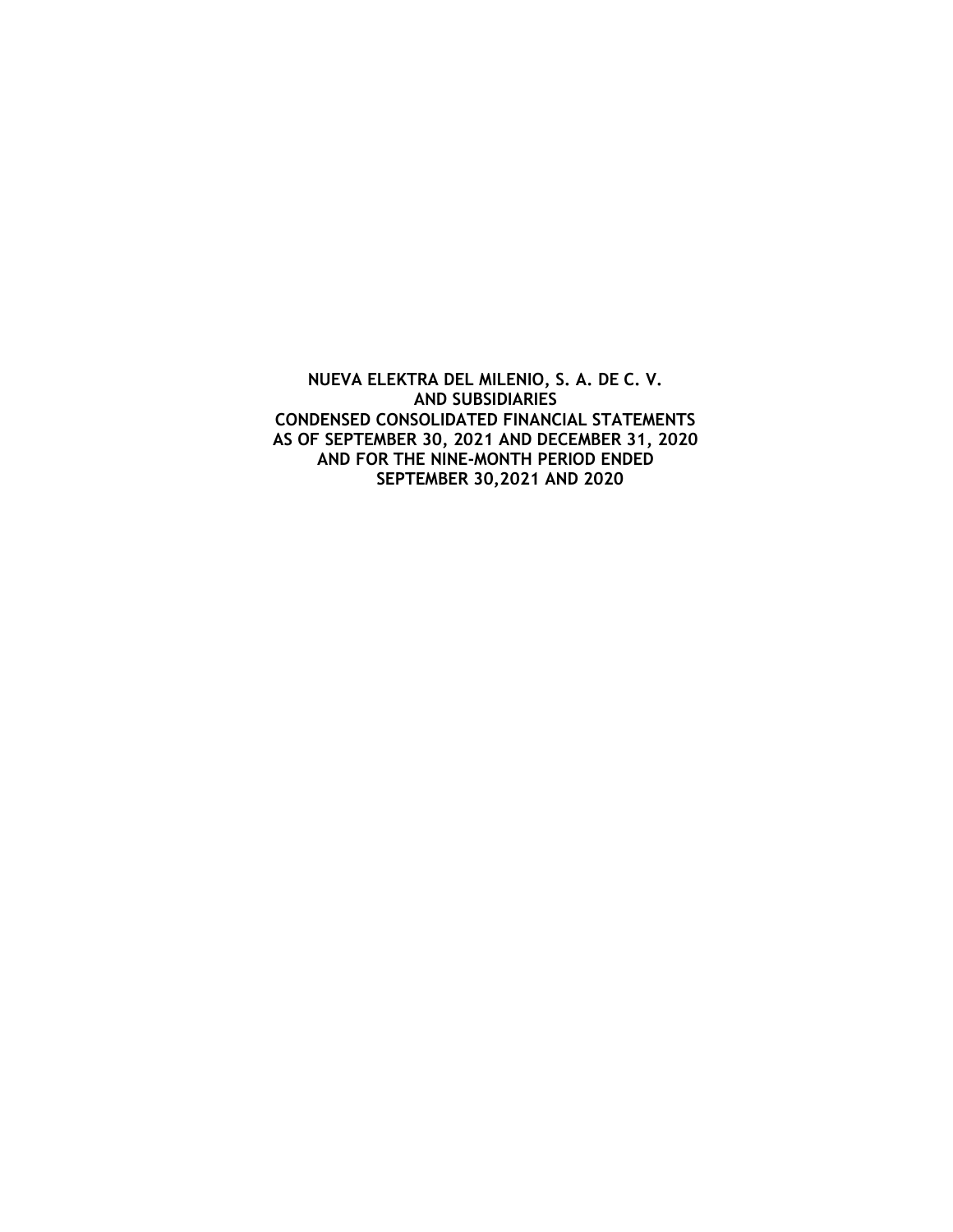# NUEVA ELEKTRA DEL MILENIO, S. A. DE C. V.
# AND SUBSIDIARIES
# CONDENSED CONSOLIDATED FINANCIAL STATEMENTS
# AS OF SEPTEMBER 30, 2021 AND DECEMBER 31, 2020
# AND FOR THE NINE-MONTH PERIOD ENDED
# SEPTEMBER 30,2021 AND 2020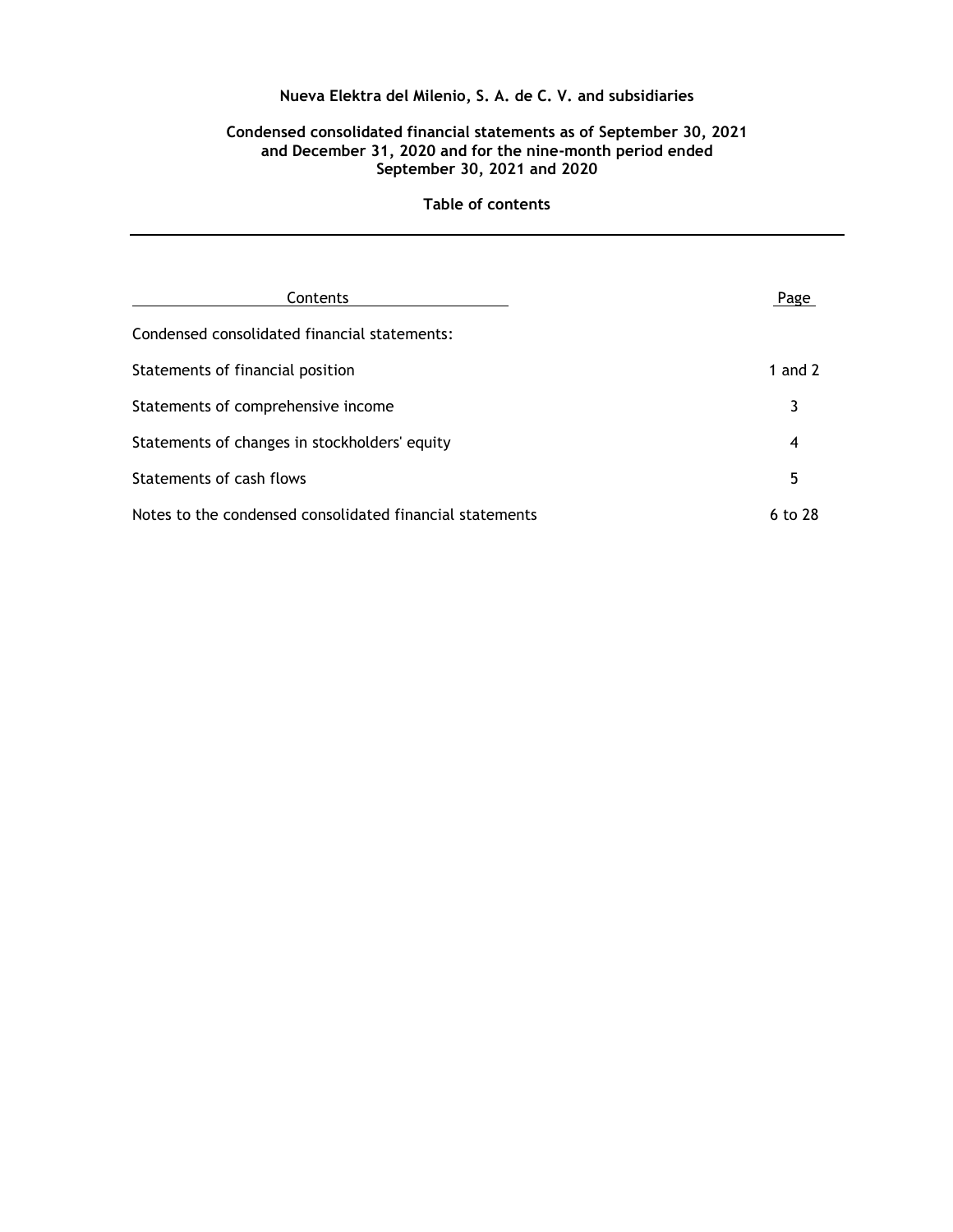**Nueva Elektra del Milenio, S. A. de C. V. and subsidiaries**

**Condensed consolidated financial statements as of September 30, 2021 and December 31, 2020 and for the nine-month period ended September 30, 2021 and 2020**

**Table of contents**

| Contents | Page |
| --- | --- |
| Condensed consolidated financial statements: | |
| Statements of financial position | 1 and 2 |
| Statements of comprehensive income | 3 |
| Statements of changes in stockholders' equity | 4 |
| Statements of cash flows | 5 |
| Notes to the condensed consolidated financial statements | 6 to 28 |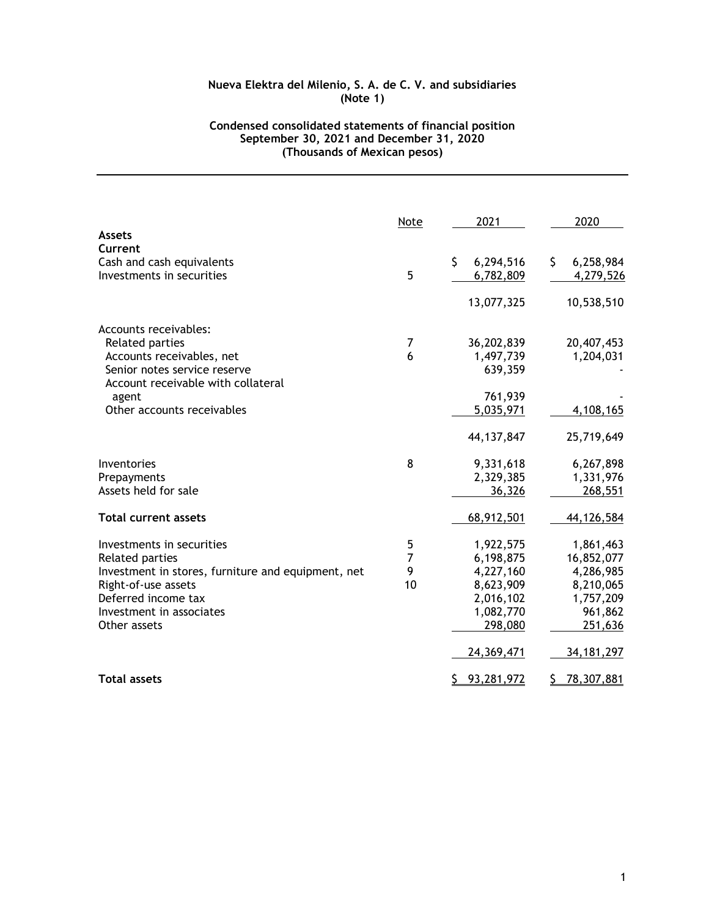**Nueva Elektra del Milenio, S. A. de C. V. and subsidiaries**
**(Note 1)**

**Condensed consolidated statements of financial position**
**September 30, 2021 and December 31, 2020**
**(Thousands of Mexican pesos)**

| | Note | 2021 | 2020 |
|---|---|---|---|
| **Assets** | | | |
| **Current** | | | |
| Cash and cash equivalents | | $ 6,294,516 | $ 6,258,984 |
| Investments in securities | 5 | 6,782,809 | 4,279,526 |
| | | 13,077,325 | 10,538,510 |
| Accounts receivables: | | | |
| Related parties | 7 | 36,202,839 | 20,407,453 |
| Accounts receivables, net | 6 | 1,497,739 | 1,204,031 |
| Senior notes service reserve | | 639,359 | - |
| Account receivable with collateral agent | | 761,939 | - |
| Other accounts receivables | | 5,035,971 | 4,108,165 |
| | | 44,137,847 | 25,719,649 |
| Inventories | 8 | 9,331,618 | 6,267,898 |
| Prepayments | | 2,329,385 | 1,331,976 |
| Assets held for sale | | 36,326 | 268,551 |
| **Total current assets** | | 68,912,501 | 44,126,584 |
| Investments in securities | 5 | 1,922,575 | 1,861,463 |
| Related parties | 7 | 6,198,875 | 16,852,077 |
| Investment in stores, furniture and equipment, net | 9 | 4,227,160 | 4,286,985 |
| Right-of-use assets | 10 | 8,623,909 | 8,210,065 |
| Deferred income tax | | 2,016,102 | 1,757,209 |
| Investment in associates | | 1,082,770 | 961,862 |
| Other assets | | 298,080 | 251,636 |
| | | 24,369,471 | 34,181,297 |
| **Total assets** | | $ 93,281,972 | $ 78,307,881 |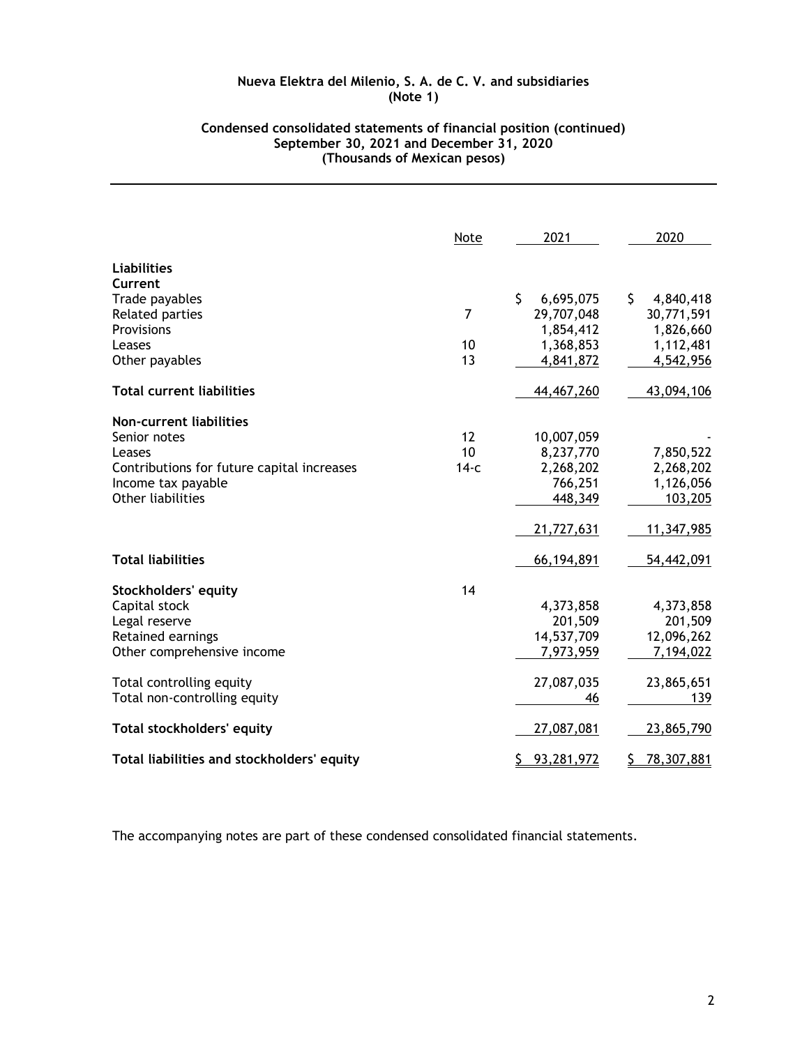**Nueva Elektra del Milenio, S. A. de C. V. and subsidiaries**
**(Note 1)**

**Condensed consolidated statements of financial position (continued)**
**September 30, 2021 and December 31, 2020**
**(Thousands of Mexican pesos)**

| | Note | 2021 | 2020 |
|---|---|---|---|
| **Liabilities** | | | |
| **Current** | | | |
| Trade payables | | $ 6,695,075 | $ 4,840,418 |
| Related parties | 7 | 29,707,048 | 30,771,591 |
| Provisions | | 1,854,412 | 1,826,660 |
| Leases | 10 | 1,368,853 | 1,112,481 |
| Other payables | 13 | 4,841,872 | 4,542,956 |
| **Total current liabilities** | | 44,467,260 | 43,094,106 |
| **Non-current liabilities** | | | |
| Senior notes | 12 | 10,007,059 | - |
| Leases | 10 | 8,237,770 | 7,850,522 |
| Contributions for future capital increases | 14-c | 2,268,202 | 2,268,202 |
| Income tax payable | | 766,251 | 1,126,056 |
| Other liabilities | | 448,349 | 103,205 |
| | | 21,727,631 | 11,347,985 |
| **Total liabilities** | | 66,194,891 | 54,442,091 |
| **Stockholders' equity** | 14 | | |
| Capital stock | | 4,373,858 | 4,373,858 |
| Legal reserve | | 201,509 | 201,509 |
| Retained earnings | | 14,537,709 | 12,096,262 |
| Other comprehensive income | | 7,973,959 | 7,194,022 |
| Total controlling equity | | 27,087,035 | 23,865,651 |
| Total non-controlling equity | | 46 | 139 |
| **Total stockholders' equity** | | 27,087,081 | 23,865,790 |
| **Total liabilities and stockholders' equity** | | $ 93,281,972 | $ 78,307,881 |

The accompanying notes are part of these condensed consolidated financial statements.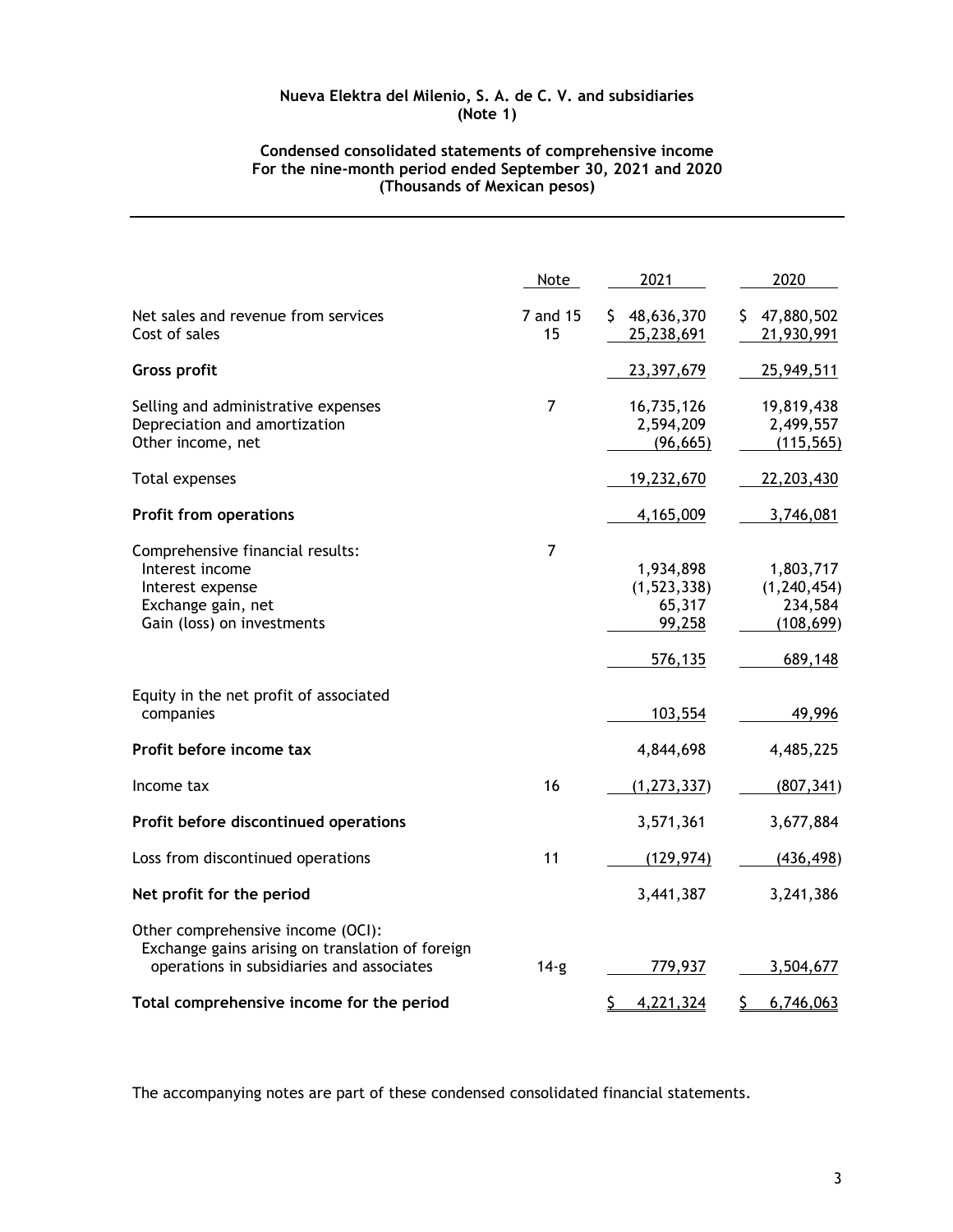**Nueva Elektra del Milenio, S. A. de C. V. and subsidiaries**
**(Note 1)**

**Condensed consolidated statements of comprehensive income**
**For the nine-month period ended September 30, 2021 and 2020**
**(Thousands of Mexican pesos)**

| | Note | 2021 | 2020 |
|---|---|---|---|
| Net sales and revenue from services | 7 and 15 | $ 48,636,370 | $ 47,880,502 |
| Cost of sales | 15 | 25,238,691 | 21,930,991 |
| **Gross profit** | | 23,397,679 | 25,949,511 |
| Selling and administrative expenses | 7 | 16,735,126 | 19,819,438 |
| Depreciation and amortization | | 2,594,209 | 2,499,557 |
| Other income, net | | (96,665) | (115,565) |
| Total expenses | | 19,232,670 | 22,203,430 |
| **Profit from operations** | | 4,165,009 | 3,746,081 |
| Comprehensive financial results: | 7 | | |
| Interest income | | 1,934,898 | 1,803,717 |
| Interest expense | | (1,523,338) | (1,240,454) |
| Exchange gain, net | | 65,317 | 234,584 |
| Gain (loss) on investments | | 99,258 | (108,699) |
| | | 576,135 | 689,148 |
| Equity in the net profit of associated companies | | 103,554 | 49,996 |
| **Profit before income tax** | | 4,844,698 | 4,485,225 |
| Income tax | 16 | (1,273,337) | (807,341) |
| **Profit before discontinued operations** | | 3,571,361 | 3,677,884 |
| Loss from discontinued operations | 11 | (129,974) | (436,498) |
| **Net profit for the period** | | 3,441,387 | 3,241,386 |
| Other comprehensive income (OCI): | | | |
| Exchange gains arising on translation of foreign operations in subsidiaries and associates | 14-g | 779,937 | 3,504,677 |
| **Total comprehensive income for the period** | | $ 4,221,324 | $ 6,746,063 |

The accompanying notes are part of these condensed consolidated financial statements.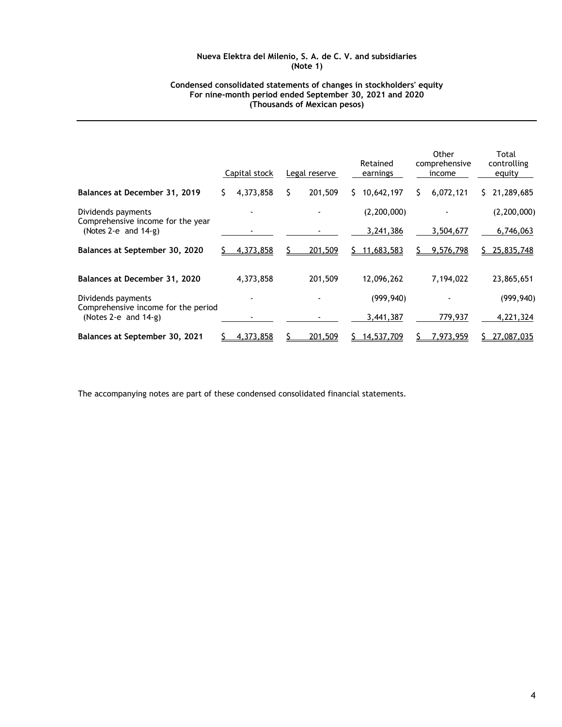**Nueva Elektra del Milenio, S. A. de C. V. and subsidiaries**
**(Note 1)**

**Condensed consolidated statements of changes in stockholders' equity**
**For nine-month period ended September 30, 2021 and 2020**
**(Thousands of Mexican pesos)**

| | Capital stock | Legal reserve | Retained earnings | Other comprehensive income | Total controlling equity |
|---|---|---|---|---|---|
| **Balances at December 31, 2019** | $ 4,373,858 | $ 201,509 | $ 10,642,197 | $ 6,072,121 | $ 21,289,685 |
| Dividends payments | - | - | (2,200,000) | - | (2,200,000) |
| Comprehensive income for the year (Notes 2-e and 14-g) | - | - | 3,241,386 | 3,504,677 | 6,746,063 |
| **Balances at September 30, 2020** | $ 4,373,858 | $ 201,509 | $ 11,683,583 | $ 9,576,798 | $ 25,835,748 |
| | | | | | |
| **Balances at December 31, 2020** | 4,373,858 | 201,509 | 12,096,262 | 7,194,022 | 23,865,651 |
| Dividends payments | - | - | (999,940) | - | (999,940) |
| Comprehensive income for the period (Notes 2-e and 14-g) | - | - | 3,441,387 | 779,937 | 4,221,324 |
| **Balances at September 30, 2021** | $ 4,373,858 | $ 201,509 | $ 14,537,709 | $ 7,973,959 | $ 27,087,035 |

The accompanying notes are part of these condensed consolidated financial statements.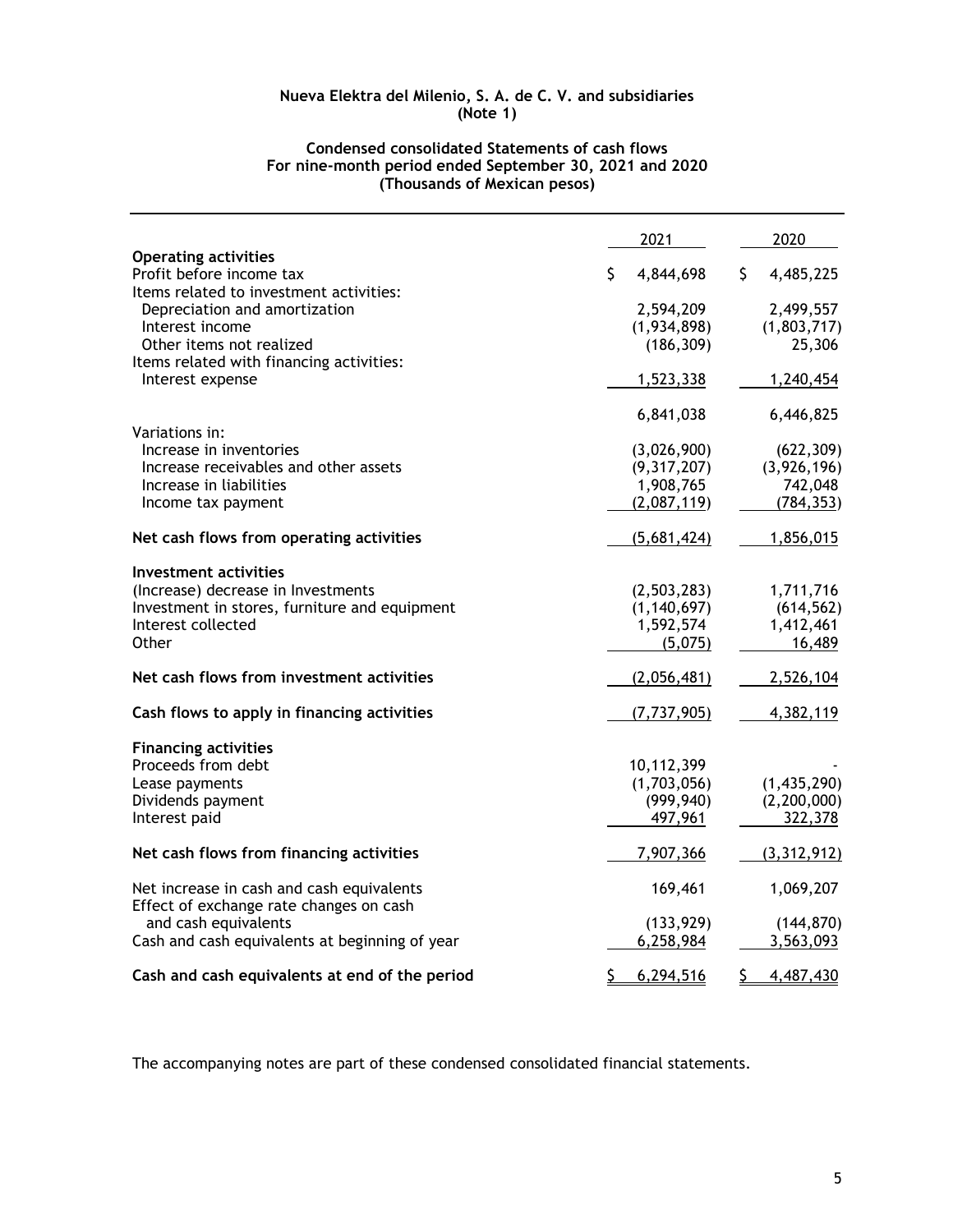**Nueva Elektra del Milenio, S. A. de C. V. and subsidiaries**
**(Note 1)**

**Condensed consolidated Statements of cash flows**
**For nine-month period ended September 30, 2021 and 2020**
**(Thousands of Mexican pesos)**

| | 2021 | 2020 |
|---|---|---|
| **Operating activities** | | |
| Profit before income tax | $ 4,844,698 | $ 4,485,225 |
| Items related to investment activities: | | |
| Depreciation and amortization | 2,594,209 | 2,499,557 |
| Interest income | (1,934,898) | (1,803,717) |
| Other items not realized | (186,309) | 25,306 |
| Items related with financing activities: | | |
| Interest expense | 1,523,338 | 1,240,454 |
| | 6,841,038 | 6,446,825 |
| Variations in: | | |
| Increase in inventories | (3,026,900) | (622,309) |
| Increase receivables and other assets | (9,317,207) | (3,926,196) |
| Increase in liabilities | 1,908,765 | 742,048 |
| Income tax payment | (2,087,119) | (784,353) |
| **Net cash flows from operating activities** | (5,681,424) | 1,856,015 |
| **Investment activities** | | |
| (Increase) decrease in Investments | (2,503,283) | 1,711,716 |
| Investment in stores, furniture and equipment | (1,140,697) | (614,562) |
| Interest collected | 1,592,574 | 1,412,461 |
| Other | (5,075) | 16,489 |
| **Net cash flows from investment activities** | (2,056,481) | 2,526,104 |
| **Cash flows to apply in financing activities** | (7,737,905) | 4,382,119 |
| **Financing activities** | | |
| Proceeds from debt | 10,112,399 | - |
| Lease payments | (1,703,056) | (1,435,290) |
| Dividends payment | (999,940) | (2,200,000) |
| Interest paid | 497,961 | 322,378 |
| **Net cash flows from financing activities** | 7,907,366 | (3,312,912) |
| Net increase in cash and cash equivalents | 169,461 | 1,069,207 |
| Effect of exchange rate changes on cash and cash equivalents | (133,929) | (144,870) |
| Cash and cash equivalents at beginning of year | 6,258,984 | 3,563,093 |
| **Cash and cash equivalents at end of the period** | $ 6,294,516 | $ 4,487,430 |

The accompanying notes are part of these condensed consolidated financial statements.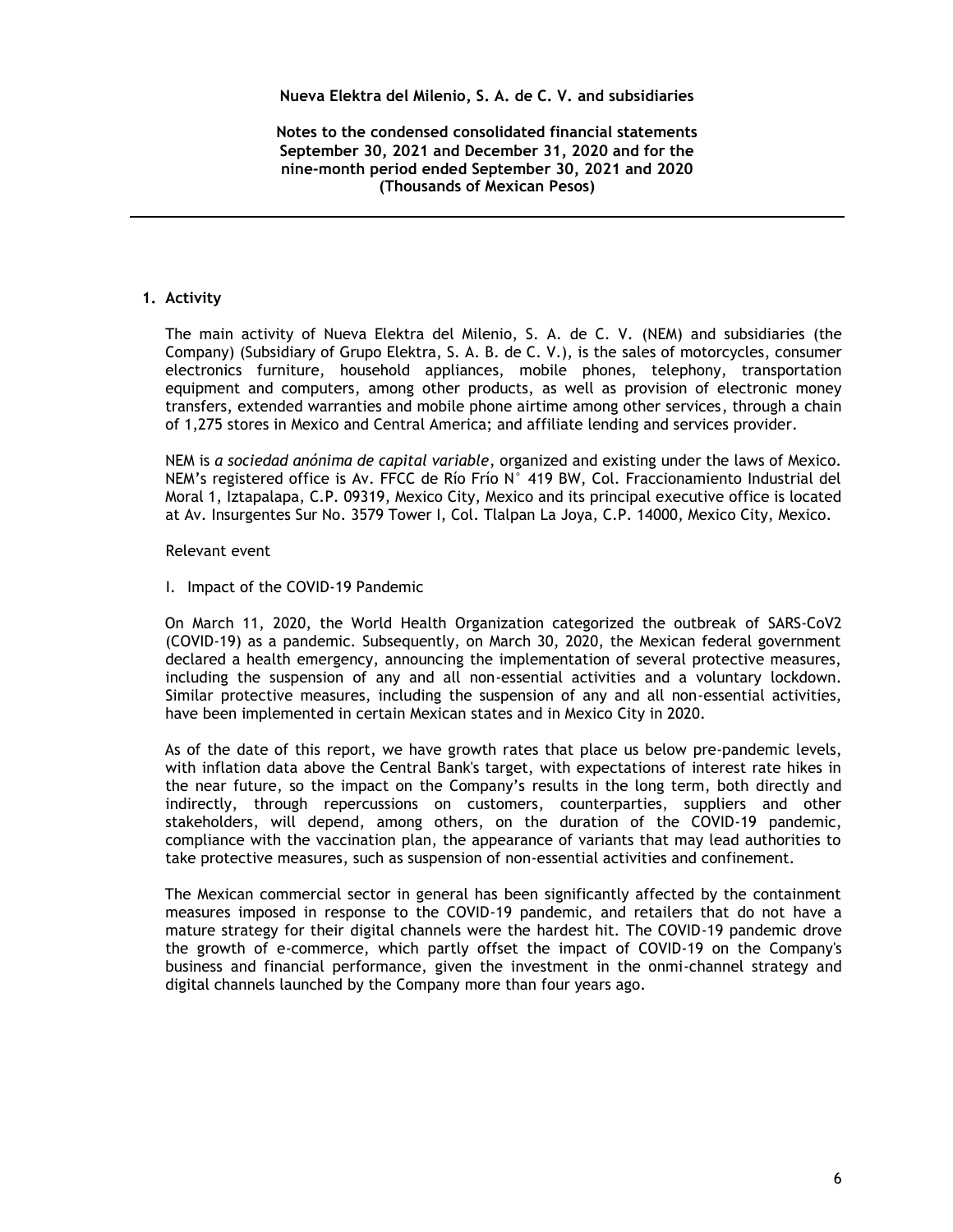**Nueva Elektra del Milenio, S. A. de C. V. and subsidiaries**

**Notes to the condensed consolidated financial statements September 30, 2021 and December 31, 2020 and for the nine-month period ended September 30, 2021 and 2020 (Thousands of Mexican Pesos)**

## 1. Activity

The main activity of Nueva Elektra del Milenio, S. A. de C. V. (NEM) and subsidiaries (the Company) (Subsidiary of Grupo Elektra, S. A. B. de C. V.), is the sales of motorcycles, consumer electronics furniture, household appliances, mobile phones, telephony, transportation equipment and computers, among other products, as well as provision of electronic money transfers, extended warranties and mobile phone airtime among other services, through a chain of 1,275 stores in Mexico and Central America; and affiliate lending and services provider.

NEM is *a sociedad anónima de capital variable*, organized and existing under the laws of Mexico. NEM's registered office is Av. FFCC de Río Frío N° 419 BW, Col. Fraccionamiento Industrial del Moral 1, Iztapalapa, C.P. 09319, Mexico City, Mexico and its principal executive office is located at Av. Insurgentes Sur No. 3579 Tower I, Col. Tlalpan La Joya, C.P. 14000, Mexico City, Mexico.

Relevant event

I. Impact of the COVID-19 Pandemic

On March 11, 2020, the World Health Organization categorized the outbreak of SARS-CoV2 (COVID-19) as a pandemic. Subsequently, on March 30, 2020, the Mexican federal government declared a health emergency, announcing the implementation of several protective measures, including the suspension of any and all non-essential activities and a voluntary lockdown. Similar protective measures, including the suspension of any and all non-essential activities, have been implemented in certain Mexican states and in Mexico City in 2020.

As of the date of this report, we have growth rates that place us below pre-pandemic levels, with inflation data above the Central Bank's target, with expectations of interest rate hikes in the near future, so the impact on the Company's results in the long term, both directly and indirectly, through repercussions on customers, counterparties, suppliers and other stakeholders, will depend, among others, on the duration of the COVID-19 pandemic, compliance with the vaccination plan, the appearance of variants that may lead authorities to take protective measures, such as suspension of non-essential activities and confinement.

The Mexican commercial sector in general has been significantly affected by the containment measures imposed in response to the COVID-19 pandemic, and retailers that do not have a mature strategy for their digital channels were the hardest hit. The COVID-19 pandemic drove the growth of e-commerce, which partly offset the impact of COVID-19 on the Company's business and financial performance, given the investment in the onmi-channel strategy and digital channels launched by the Company more than four years ago.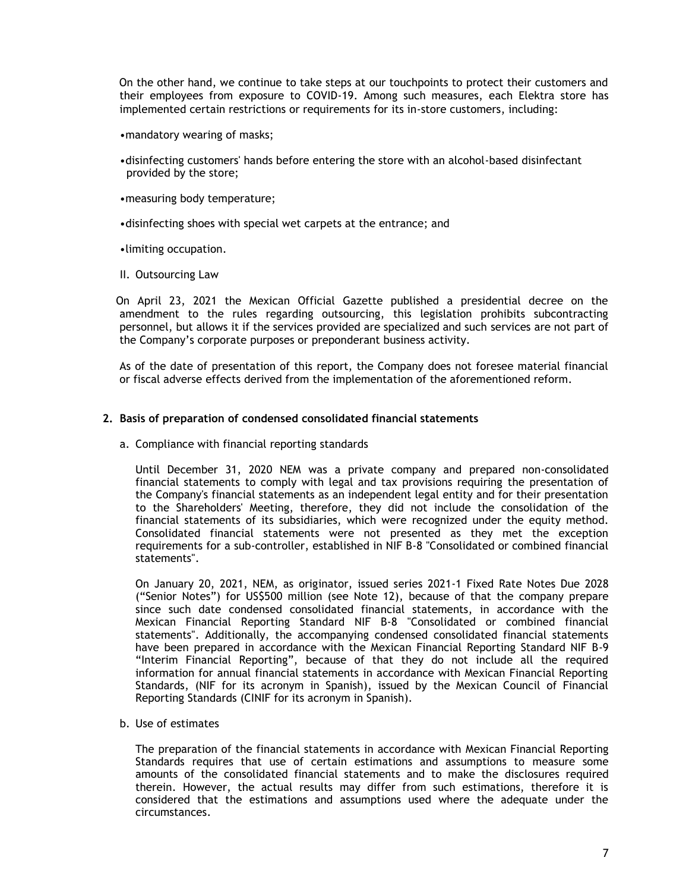On the other hand, we continue to take steps at our touchpoints to protect their customers and their employees from exposure to COVID-19. Among such measures, each Elektra store has implemented certain restrictions or requirements for its in-store customers, including:

- mandatory wearing of masks;
- disinfecting customers' hands before entering the store with an alcohol-based disinfectant provided by the store;
- measuring body temperature;
- disinfecting shoes with special wet carpets at the entrance; and
- limiting occupation.

II. Outsourcing Law

On April 23, 2021 the Mexican Official Gazette published a presidential decree on the amendment to the rules regarding outsourcing, this legislation prohibits subcontracting personnel, but allows it if the services provided are specialized and such services are not part of the Company's corporate purposes or preponderant business activity.

As of the date of presentation of this report, the Company does not foresee material financial or fiscal adverse effects derived from the implementation of the aforementioned reform.

## 2. Basis of preparation of condensed consolidated financial statements

a. Compliance with financial reporting standards

Until December 31, 2020 NEM was a private company and prepared non-consolidated financial statements to comply with legal and tax provisions requiring the presentation of the Company's financial statements as an independent legal entity and for their presentation to the Shareholders' Meeting, therefore, they did not include the consolidation of the financial statements of its subsidiaries, which were recognized under the equity method. Consolidated financial statements were not presented as they met the exception requirements for a sub-controller, established in NIF B-8 "Consolidated or combined financial statements".

On January 20, 2021, NEM, as originator, issued series 2021-1 Fixed Rate Notes Due 2028 ("Senior Notes") for US$500 million (see Note 12), because of that the company prepare since such date condensed consolidated financial statements, in accordance with the Mexican Financial Reporting Standard NIF B-8 "Consolidated or combined financial statements". Additionally, the accompanying condensed consolidated financial statements have been prepared in accordance with the Mexican Financial Reporting Standard NIF B-9 "Interim Financial Reporting", because of that they do not include all the required information for annual financial statements in accordance with Mexican Financial Reporting Standards, (NIF for its acronym in Spanish), issued by the Mexican Council of Financial Reporting Standards (CINIF for its acronym in Spanish).

b. Use of estimates

The preparation of the financial statements in accordance with Mexican Financial Reporting Standards requires that use of certain estimations and assumptions to measure some amounts of the consolidated financial statements and to make the disclosures required therein. However, the actual results may differ from such estimations, therefore it is considered that the estimations and assumptions used where the adequate under the circumstances.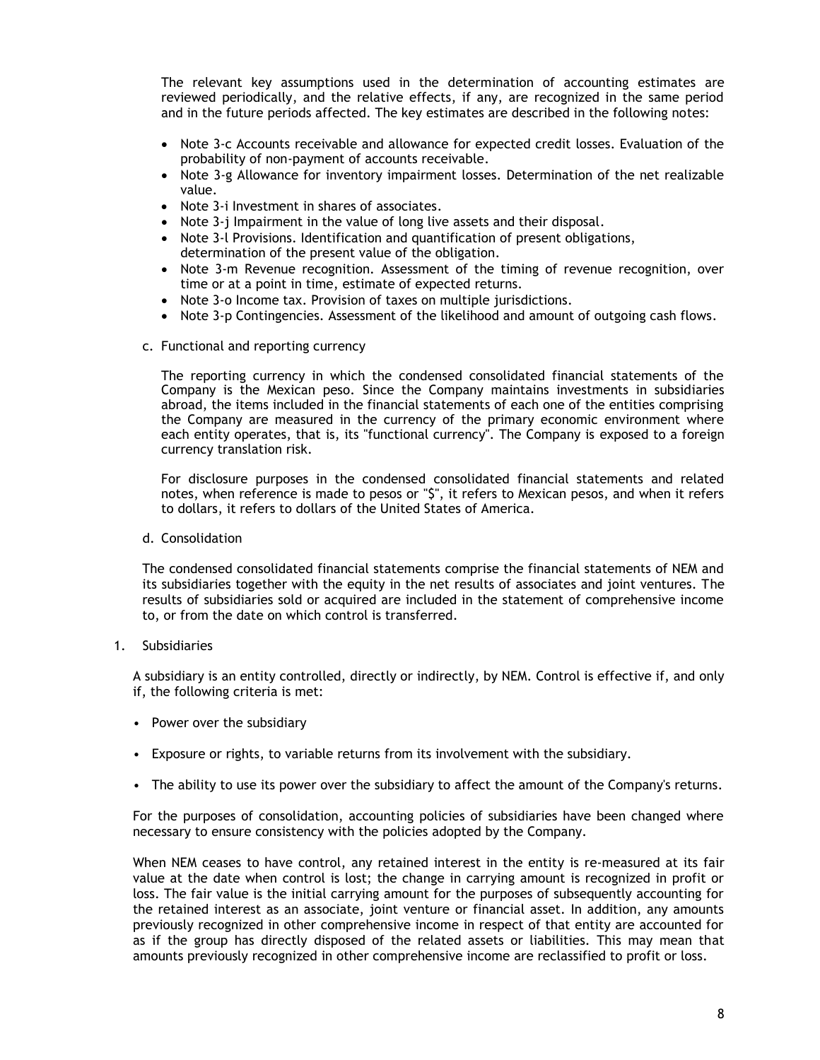The relevant key assumptions used in the determination of accounting estimates are reviewed periodically, and the relative effects, if any, are recognized in the same period and in the future periods affected. The key estimates are described in the following notes:

- Note 3-c Accounts receivable and allowance for expected credit losses. Evaluation of the probability of non-payment of accounts receivable.
- Note 3-g Allowance for inventory impairment losses. Determination of the net realizable value.
- Note 3-i Investment in shares of associates.
- Note 3-j Impairment in the value of long live assets and their disposal.
- Note 3-l Provisions. Identification and quantification of present obligations, determination of the present value of the obligation.
- Note 3-m Revenue recognition. Assessment of the timing of revenue recognition, over time or at a point in time, estimate of expected returns.
- Note 3-o Income tax. Provision of taxes on multiple jurisdictions.
- Note 3-p Contingencies. Assessment of the likelihood and amount of outgoing cash flows.

c. Functional and reporting currency

The reporting currency in which the condensed consolidated financial statements of the Company is the Mexican peso. Since the Company maintains investments in subsidiaries abroad, the items included in the financial statements of each one of the entities comprising the Company are measured in the currency of the primary economic environment where each entity operates, that is, its "functional currency". The Company is exposed to a foreign currency translation risk.

For disclosure purposes in the condensed consolidated financial statements and related notes, when reference is made to pesos or "$", it refers to Mexican pesos, and when it refers to dollars, it refers to dollars of the United States of America.

d. Consolidation

The condensed consolidated financial statements comprise the financial statements of NEM and its subsidiaries together with the equity in the net results of associates and joint ventures. The results of subsidiaries sold or acquired are included in the statement of comprehensive income to, or from the date on which control is transferred.

1. Subsidiaries

A subsidiary is an entity controlled, directly or indirectly, by NEM. Control is effective if, and only if, the following criteria is met:

- Power over the subsidiary
- Exposure or rights, to variable returns from its involvement with the subsidiary.
- The ability to use its power over the subsidiary to affect the amount of the Company's returns.

For the purposes of consolidation, accounting policies of subsidiaries have been changed where necessary to ensure consistency with the policies adopted by the Company.

When NEM ceases to have control, any retained interest in the entity is re-measured at its fair value at the date when control is lost; the change in carrying amount is recognized in profit or loss. The fair value is the initial carrying amount for the purposes of subsequently accounting for the retained interest as an associate, joint venture or financial asset. In addition, any amounts previously recognized in other comprehensive income in respect of that entity are accounted for as if the group has directly disposed of the related assets or liabilities. This may mean that amounts previously recognized in other comprehensive income are reclassified to profit or loss.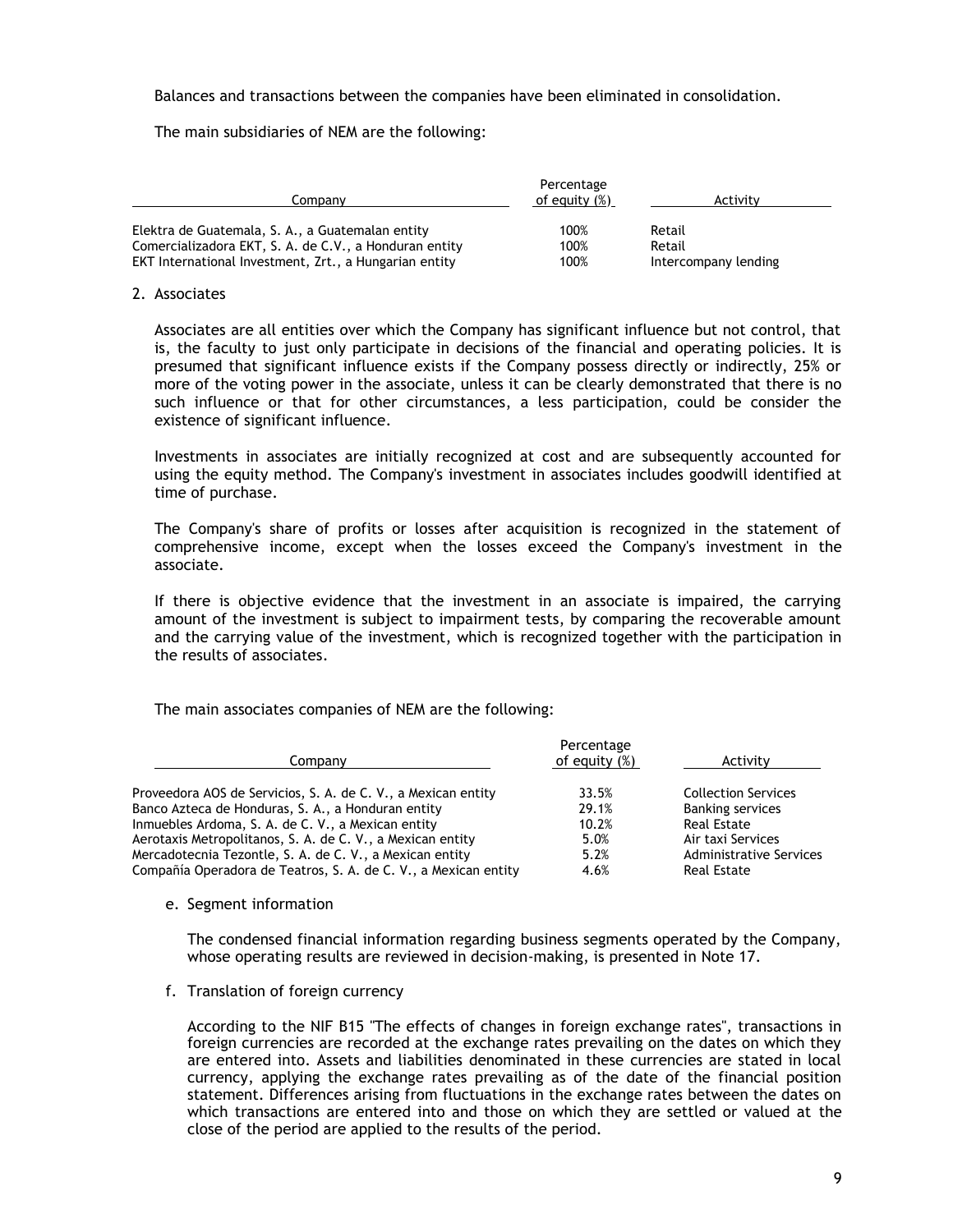Balances and transactions between the companies have been eliminated in consolidation.

The main subsidiaries of NEM are the following:

| Company | Percentage of equity (%) | Activity |
|---|---|---|
| Elektra de Guatemala, S. A., a Guatemalan entity | 100% | Retail |
| Comercializadora EKT, S. A. de C.V., a Honduran entity | 100% | Retail |
| EKT International Investment, Zrt., a Hungarian entity | 100% | Intercompany lending |

2. Associates

Associates are all entities over which the Company has significant influence but not control, that is, the faculty to just only participate in decisions of the financial and operating policies. It is presumed that significant influence exists if the Company possess directly or indirectly, 25% or more of the voting power in the associate, unless it can be clearly demonstrated that there is no such influence or that for other circumstances, a less participation, could be consider the existence of significant influence.

Investments in associates are initially recognized at cost and are subsequently accounted for using the equity method. The Company's investment in associates includes goodwill identified at time of purchase.

The Company's share of profits or losses after acquisition is recognized in the statement of comprehensive income, except when the losses exceed the Company's investment in the associate.

If there is objective evidence that the investment in an associate is impaired, the carrying amount of the investment is subject to impairment tests, by comparing the recoverable amount and the carrying value of the investment, which is recognized together with the participation in the results of associates.

The main associates companies of NEM are the following:

| Company | Percentage of equity (%) | Activity |
|---|---|---|
| Proveedora AOS de Servicios, S. A. de C. V., a Mexican entity | 33.5% | Collection Services |
| Banco Azteca de Honduras, S. A., a Honduran entity | 29.1% | Banking services |
| Inmuebles Ardoma, S. A. de C. V., a Mexican entity | 10.2% | Real Estate |
| Aerotaxis Metropolitanos, S. A. de C. V., a Mexican entity | 5.0% | Air taxi Services |
| Mercadotecnia Tezontle, S. A. de C. V., a Mexican entity | 5.2% | Administrative Services |
| Compañía Operadora de Teatros, S. A. de C. V., a Mexican entity | 4.6% | Real Estate |

e. Segment information

The condensed financial information regarding business segments operated by the Company, whose operating results are reviewed in decision-making, is presented in Note 17.

f. Translation of foreign currency

According to the NIF B15 "The effects of changes in foreign exchange rates", transactions in foreign currencies are recorded at the exchange rates prevailing on the dates on which they are entered into. Assets and liabilities denominated in these currencies are stated in local currency, applying the exchange rates prevailing as of the date of the financial position statement. Differences arising from fluctuations in the exchange rates between the dates on which transactions are entered into and those on which they are settled or valued at the close of the period are applied to the results of the period.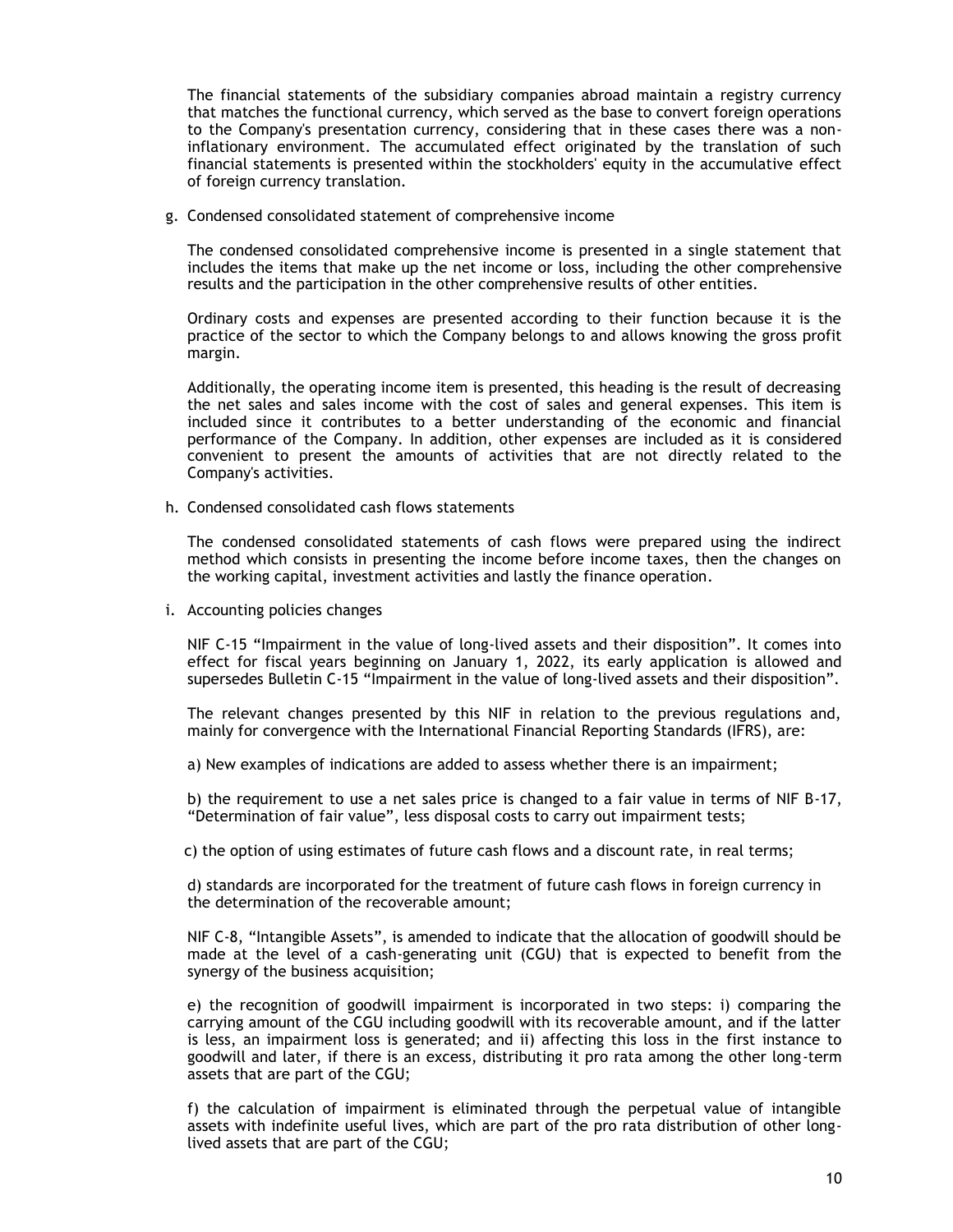The financial statements of the subsidiary companies abroad maintain a registry currency that matches the functional currency, which served as the base to convert foreign operations to the Company's presentation currency, considering that in these cases there was a non-inflationary environment. The accumulated effect originated by the translation of such financial statements is presented within the stockholders' equity in the accumulative effect of foreign currency translation.

g. Condensed consolidated statement of comprehensive income

The condensed consolidated comprehensive income is presented in a single statement that includes the items that make up the net income or loss, including the other comprehensive results and the participation in the other comprehensive results of other entities.

Ordinary costs and expenses are presented according to their function because it is the practice of the sector to which the Company belongs to and allows knowing the gross profit margin.

Additionally, the operating income item is presented, this heading is the result of decreasing the net sales and sales income with the cost of sales and general expenses. This item is included since it contributes to a better understanding of the economic and financial performance of the Company. In addition, other expenses are included as it is considered convenient to present the amounts of activities that are not directly related to the Company's activities.

h. Condensed consolidated cash flows statements

The condensed consolidated statements of cash flows were prepared using the indirect method which consists in presenting the income before income taxes, then the changes on the working capital, investment activities and lastly the finance operation.

i. Accounting policies changes

NIF C-15 “Impairment in the value of long-lived assets and their disposition”. It comes into effect for fiscal years beginning on January 1, 2022, its early application is allowed and supersedes Bulletin C-15 “Impairment in the value of long-lived assets and their disposition”.

The relevant changes presented by this NIF in relation to the previous regulations and, mainly for convergence with the International Financial Reporting Standards (IFRS), are:

a) New examples of indications are added to assess whether there is an impairment;

b) the requirement to use a net sales price is changed to a fair value in terms of NIF B-17, “Determination of fair value”, less disposal costs to carry out impairment tests;

c) the option of using estimates of future cash flows and a discount rate, in real terms;

d) standards are incorporated for the treatment of future cash flows in foreign currency in the determination of the recoverable amount;

NIF C-8, “Intangible Assets”, is amended to indicate that the allocation of goodwill should be made at the level of a cash-generating unit (CGU) that is expected to benefit from the synergy of the business acquisition;

e) the recognition of goodwill impairment is incorporated in two steps: i) comparing the carrying amount of the CGU including goodwill with its recoverable amount, and if the latter is less, an impairment loss is generated; and ii) affecting this loss in the first instance to goodwill and later, if there is an excess, distributing it pro rata among the other long-term assets that are part of the CGU;

f) the calculation of impairment is eliminated through the perpetual value of intangible assets with indefinite useful lives, which are part of the pro rata distribution of other long-lived assets that are part of the CGU;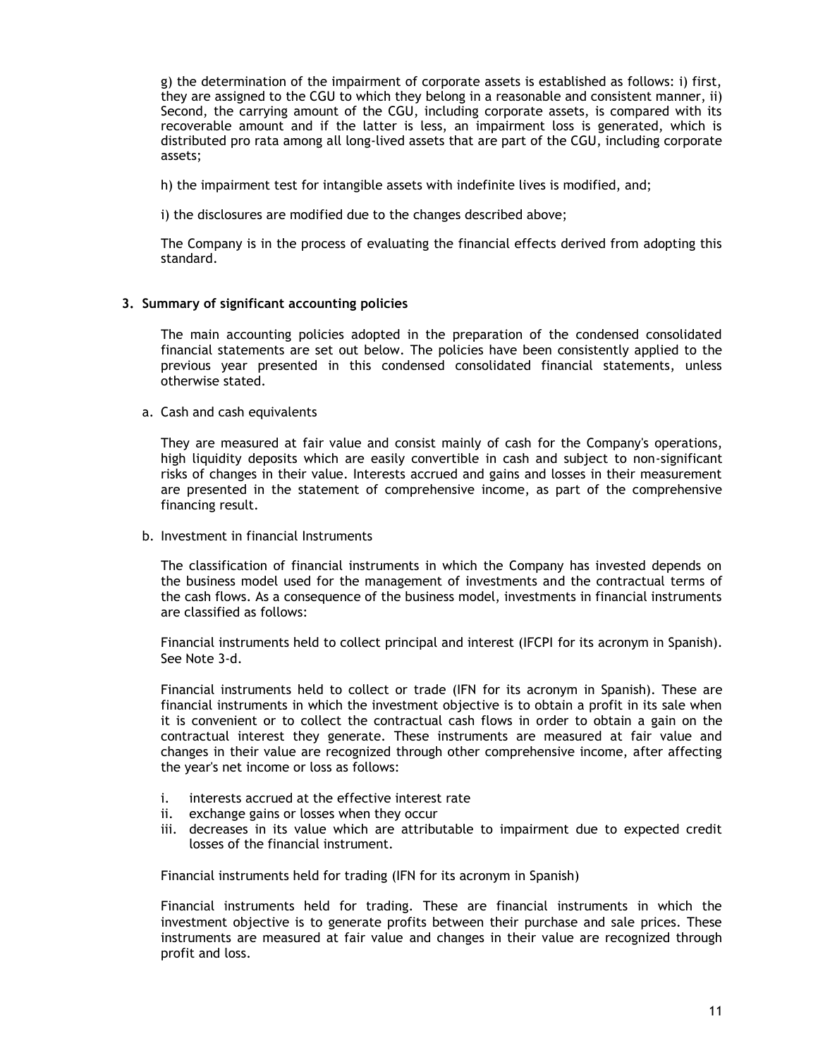g) the determination of the impairment of corporate assets is established as follows: i) first, they are assigned to the CGU to which they belong in a reasonable and consistent manner, ii) Second, the carrying amount of the CGU, including corporate assets, is compared with its recoverable amount and if the latter is less, an impairment loss is generated, which is distributed pro rata among all long-lived assets that are part of the CGU, including corporate assets;

h) the impairment test for intangible assets with indefinite lives is modified, and;

i) the disclosures are modified due to the changes described above;

The Company is in the process of evaluating the financial effects derived from adopting this standard.

## 3. Summary of significant accounting policies

The main accounting policies adopted in the preparation of the condensed consolidated financial statements are set out below. The policies have been consistently applied to the previous year presented in this condensed consolidated financial statements, unless otherwise stated.

a. Cash and cash equivalents

They are measured at fair value and consist mainly of cash for the Company's operations, high liquidity deposits which are easily convertible in cash and subject to non-significant risks of changes in their value. Interests accrued and gains and losses in their measurement are presented in the statement of comprehensive income, as part of the comprehensive financing result.

b. Investment in financial Instruments

The classification of financial instruments in which the Company has invested depends on the business model used for the management of investments and the contractual terms of the cash flows. As a consequence of the business model, investments in financial instruments are classified as follows:

Financial instruments held to collect principal and interest (IFCPI for its acronym in Spanish). See Note 3-d.

Financial instruments held to collect or trade (IFN for its acronym in Spanish). These are financial instruments in which the investment objective is to obtain a profit in its sale when it is convenient or to collect the contractual cash flows in order to obtain a gain on the contractual interest they generate. These instruments are measured at fair value and changes in their value are recognized through other comprehensive income, after affecting the year's net income or loss as follows:

i. interests accrued at the effective interest rate
ii. exchange gains or losses when they occur
iii. decreases in its value which are attributable to impairment due to expected credit losses of the financial instrument.

Financial instruments held for trading (IFN for its acronym in Spanish)

Financial instruments held for trading. These are financial instruments in which the investment objective is to generate profits between their purchase and sale prices. These instruments are measured at fair value and changes in their value are recognized through profit and loss.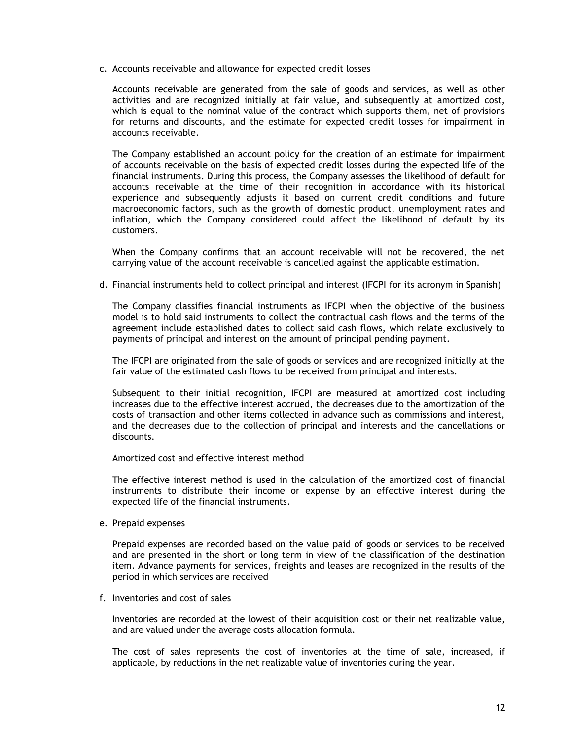c. Accounts receivable and allowance for expected credit losses

Accounts receivable are generated from the sale of goods and services, as well as other activities and are recognized initially at fair value, and subsequently at amortized cost, which is equal to the nominal value of the contract which supports them, net of provisions for returns and discounts, and the estimate for expected credit losses for impairment in accounts receivable.

The Company established an account policy for the creation of an estimate for impairment of accounts receivable on the basis of expected credit losses during the expected life of the financial instruments. During this process, the Company assesses the likelihood of default for accounts receivable at the time of their recognition in accordance with its historical experience and subsequently adjusts it based on current credit conditions and future macroeconomic factors, such as the growth of domestic product, unemployment rates and inflation, which the Company considered could affect the likelihood of default by its customers.

When the Company confirms that an account receivable will not be recovered, the net carrying value of the account receivable is cancelled against the applicable estimation.

d. Financial instruments held to collect principal and interest (IFCPI for its acronym in Spanish)

The Company classifies financial instruments as IFCPI when the objective of the business model is to hold said instruments to collect the contractual cash flows and the terms of the agreement include established dates to collect said cash flows, which relate exclusively to payments of principal and interest on the amount of principal pending payment.

The IFCPI are originated from the sale of goods or services and are recognized initially at the fair value of the estimated cash flows to be received from principal and interests.

Subsequent to their initial recognition, IFCPI are measured at amortized cost including increases due to the effective interest accrued, the decreases due to the amortization of the costs of transaction and other items collected in advance such as commissions and interest, and the decreases due to the collection of principal and interests and the cancellations or discounts.

Amortized cost and effective interest method

The effective interest method is used in the calculation of the amortized cost of financial instruments to distribute their income or expense by an effective interest during the expected life of the financial instruments.

e. Prepaid expenses

Prepaid expenses are recorded based on the value paid of goods or services to be received and are presented in the short or long term in view of the classification of the destination item. Advance payments for services, freights and leases are recognized in the results of the period in which services are received

f. Inventories and cost of sales

Inventories are recorded at the lowest of their acquisition cost or their net realizable value, and are valued under the average costs allocation formula.

The cost of sales represents the cost of inventories at the time of sale, increased, if applicable, by reductions in the net realizable value of inventories during the year.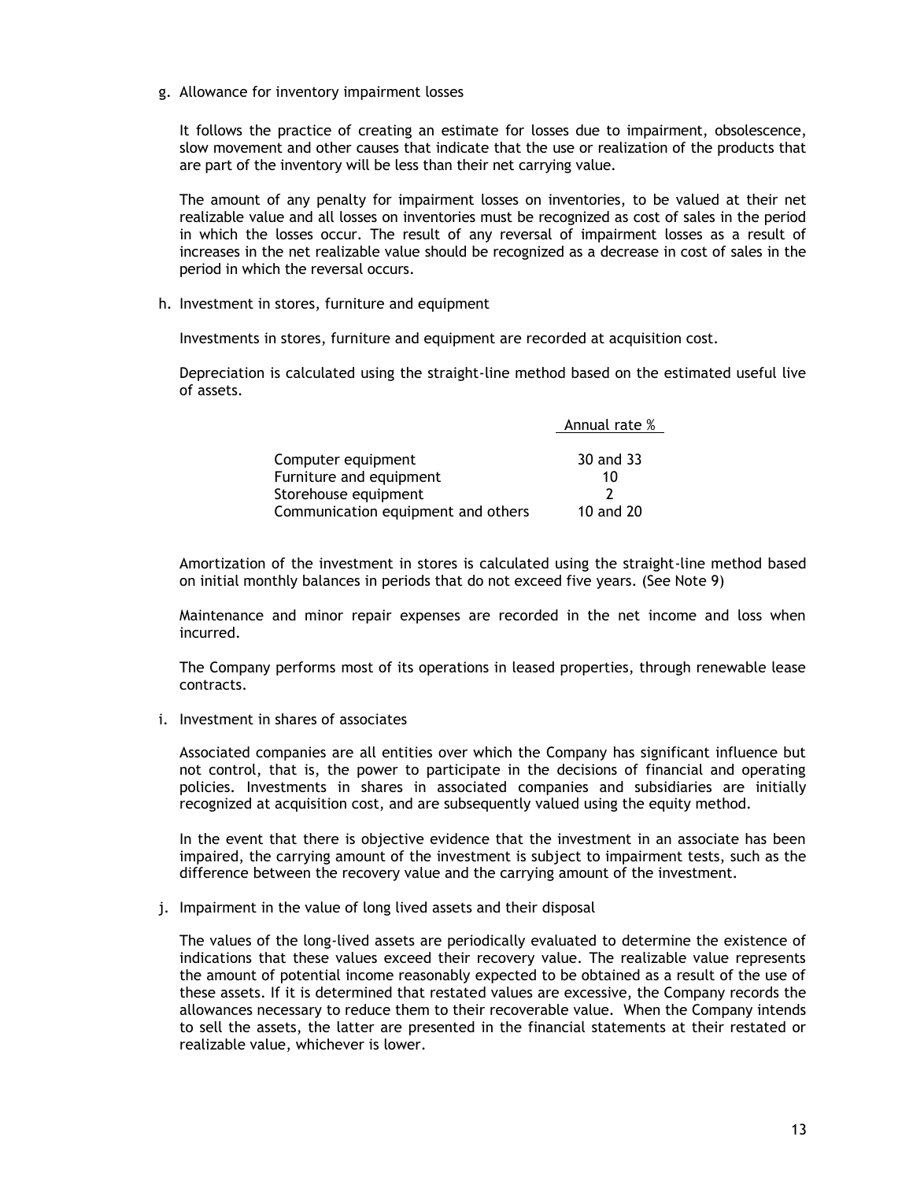g. Allowance for inventory impairment losses

It follows the practice of creating an estimate for losses due to impairment, obsolescence, slow movement and other causes that indicate that the use or realization of the products that are part of the inventory will be less than their net carrying value.

The amount of any penalty for impairment losses on inventories, to be valued at their net realizable value and all losses on inventories must be recognized as cost of sales in the period in which the losses occur. The result of any reversal of impairment losses as a result of increases in the net realizable value should be recognized as a decrease in cost of sales in the period in which the reversal occurs.

h. Investment in stores, furniture and equipment

Investments in stores, furniture and equipment are recorded at acquisition cost.

Depreciation is calculated using the straight-line method based on the estimated useful live of assets.

| | Annual rate % |
|---|---|
| Computer equipment | 30 and 33 |
| Furniture and equipment | 10 |
| Storehouse equipment | 2 |
| Communication equipment and others | 10 and 20 |

Amortization of the investment in stores is calculated using the straight-line method based on initial monthly balances in periods that do not exceed five years. (See Note 9)

Maintenance and minor repair expenses are recorded in the net income and loss when incurred.

The Company performs most of its operations in leased properties, through renewable lease contracts.

i. Investment in shares of associates

Associated companies are all entities over which the Company has significant influence but not control, that is, the power to participate in the decisions of financial and operating policies. Investments in shares in associated companies and subsidiaries are initially recognized at acquisition cost, and are subsequently valued using the equity method.

In the event that there is objective evidence that the investment in an associate has been impaired, the carrying amount of the investment is subject to impairment tests, such as the difference between the recovery value and the carrying amount of the investment.

j. Impairment in the value of long lived assets and their disposal

The values of the long-lived assets are periodically evaluated to determine the existence of indications that these values exceed their recovery value. The realizable value represents the amount of potential income reasonably expected to be obtained as a result of the use of these assets. If it is determined that restated values are excessive, the Company records the allowances necessary to reduce them to their recoverable value. When the Company intends to sell the assets, the latter are presented in the financial statements at their restated or realizable value, whichever is lower.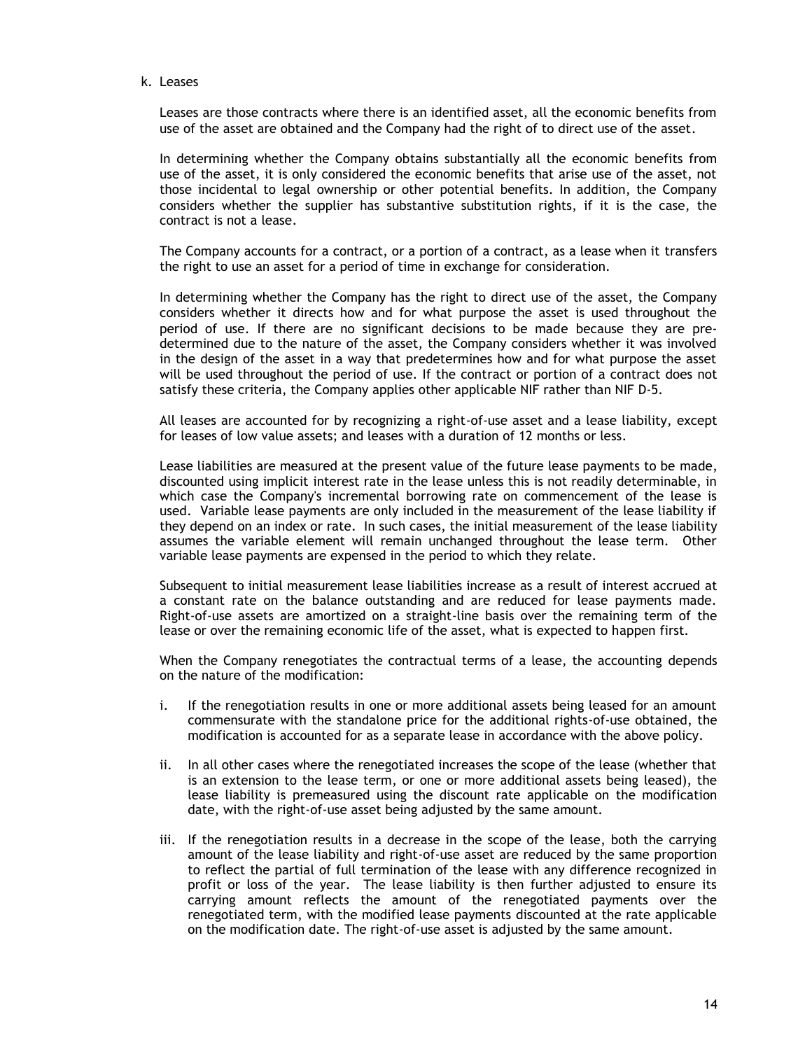k. Leases

Leases are those contracts where there is an identified asset, all the economic benefits from use of the asset are obtained and the Company had the right of to direct use of the asset.

In determining whether the Company obtains substantially all the economic benefits from use of the asset, it is only considered the economic benefits that arise use of the asset, not those incidental to legal ownership or other potential benefits. In addition, the Company considers whether the supplier has substantive substitution rights, if it is the case, the contract is not a lease.

The Company accounts for a contract, or a portion of a contract, as a lease when it transfers the right to use an asset for a period of time in exchange for consideration.

In determining whether the Company has the right to direct use of the asset, the Company considers whether it directs how and for what purpose the asset is used throughout the period of use. If there are no significant decisions to be made because they are pre-determined due to the nature of the asset, the Company considers whether it was involved in the design of the asset in a way that predetermines how and for what purpose the asset will be used throughout the period of use. If the contract or portion of a contract does not satisfy these criteria, the Company applies other applicable NIF rather than NIF D-5.

All leases are accounted for by recognizing a right-of-use asset and a lease liability, except for leases of low value assets; and leases with a duration of 12 months or less.

Lease liabilities are measured at the present value of the future lease payments to be made, discounted using implicit interest rate in the lease unless this is not readily determinable, in which case the Company's incremental borrowing rate on commencement of the lease is used. Variable lease payments are only included in the measurement of the lease liability if they depend on an index or rate. In such cases, the initial measurement of the lease liability assumes the variable element will remain unchanged throughout the lease term. Other variable lease payments are expensed in the period to which they relate.

Subsequent to initial measurement lease liabilities increase as a result of interest accrued at a constant rate on the balance outstanding and are reduced for lease payments made. Right-of-use assets are amortized on a straight-line basis over the remaining term of the lease or over the remaining economic life of the asset, what is expected to happen first.

When the Company renegotiates the contractual terms of a lease, the accounting depends on the nature of the modification:

i. If the renegotiation results in one or more additional assets being leased for an amount commensurate with the standalone price for the additional rights-of-use obtained, the modification is accounted for as a separate lease in accordance with the above policy.

ii. In all other cases where the renegotiated increases the scope of the lease (whether that is an extension to the lease term, or one or more additional assets being leased), the lease liability is premeasured using the discount rate applicable on the modification date, with the right-of-use asset being adjusted by the same amount.

iii. If the renegotiation results in a decrease in the scope of the lease, both the carrying amount of the lease liability and right-of-use asset are reduced by the same proportion to reflect the partial of full termination of the lease with any difference recognized in profit or loss of the year. The lease liability is then further adjusted to ensure its carrying amount reflects the amount of the renegotiated payments over the renegotiated term, with the modified lease payments discounted at the rate applicable on the modification date. The right-of-use asset is adjusted by the same amount.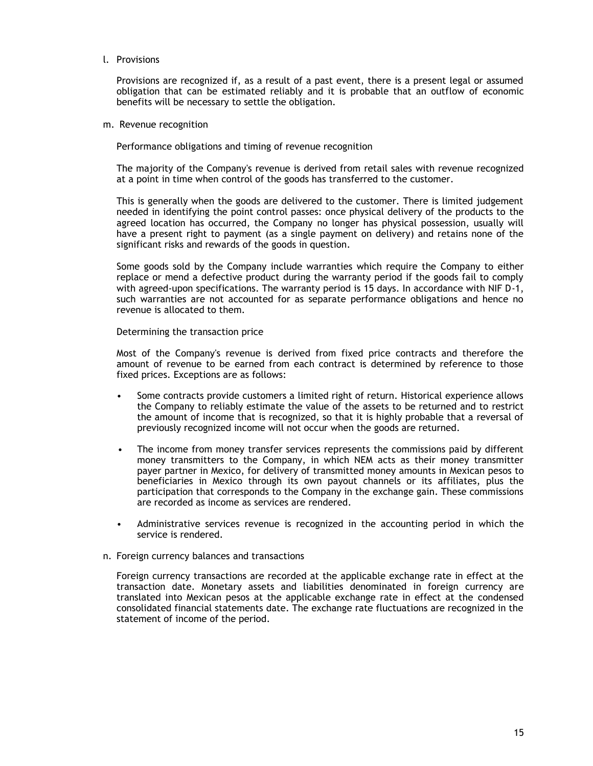l. Provisions

Provisions are recognized if, as a result of a past event, there is a present legal or assumed obligation that can be estimated reliably and it is probable that an outflow of economic benefits will be necessary to settle the obligation.

m. Revenue recognition

Performance obligations and timing of revenue recognition

The majority of the Company's revenue is derived from retail sales with revenue recognized at a point in time when control of the goods has transferred to the customer.

This is generally when the goods are delivered to the customer. There is limited judgement needed in identifying the point control passes: once physical delivery of the products to the agreed location has occurred, the Company no longer has physical possession, usually will have a present right to payment (as a single payment on delivery) and retains none of the significant risks and rewards of the goods in question.

Some goods sold by the Company include warranties which require the Company to either replace or mend a defective product during the warranty period if the goods fail to comply with agreed-upon specifications. The warranty period is 15 days. In accordance with NIF D-1, such warranties are not accounted for as separate performance obligations and hence no revenue is allocated to them.

Determining the transaction price

Most of the Company's revenue is derived from fixed price contracts and therefore the amount of revenue to be earned from each contract is determined by reference to those fixed prices. Exceptions are as follows:

- Some contracts provide customers a limited right of return. Historical experience allows the Company to reliably estimate the value of the assets to be returned and to restrict the amount of income that is recognized, so that it is highly probable that a reversal of previously recognized income will not occur when the goods are returned.

- The income from money transfer services represents the commissions paid by different money transmitters to the Company, in which NEM acts as their money transmitter payer partner in Mexico, for delivery of transmitted money amounts in Mexican pesos to beneficiaries in Mexico through its own payout channels or its affiliates, plus the participation that corresponds to the Company in the exchange gain. These commissions are recorded as income as services are rendered.

- Administrative services revenue is recognized in the accounting period in which the service is rendered.

n. Foreign currency balances and transactions

Foreign currency transactions are recorded at the applicable exchange rate in effect at the transaction date. Monetary assets and liabilities denominated in foreign currency are translated into Mexican pesos at the applicable exchange rate in effect at the condensed consolidated financial statements date. The exchange rate fluctuations are recognized in the statement of income of the period.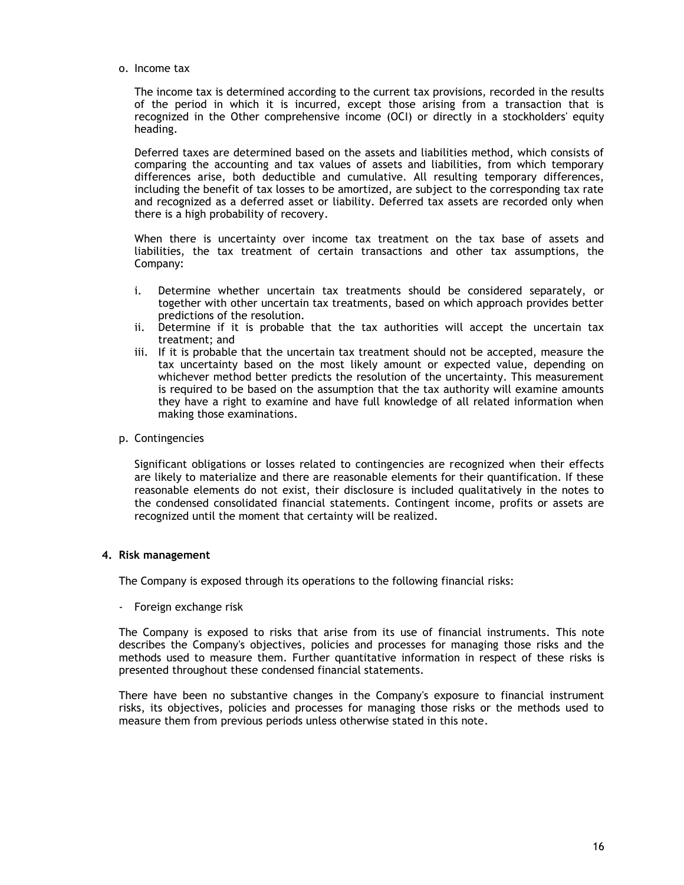o. Income tax

The income tax is determined according to the current tax provisions, recorded in the results of the period in which it is incurred, except those arising from a transaction that is recognized in the Other comprehensive income (OCI) or directly in a stockholders' equity heading.

Deferred taxes are determined based on the assets and liabilities method, which consists of comparing the accounting and tax values of assets and liabilities, from which temporary differences arise, both deductible and cumulative. All resulting temporary differences, including the benefit of tax losses to be amortized, are subject to the corresponding tax rate and recognized as a deferred asset or liability. Deferred tax assets are recorded only when there is a high probability of recovery.

When there is uncertainty over income tax treatment on the tax base of assets and liabilities, the tax treatment of certain transactions and other tax assumptions, the Company:

i. Determine whether uncertain tax treatments should be considered separately, or together with other uncertain tax treatments, based on which approach provides better predictions of the resolution.
ii. Determine if it is probable that the tax authorities will accept the uncertain tax treatment; and
iii. If it is probable that the uncertain tax treatment should not be accepted, measure the tax uncertainty based on the most likely amount or expected value, depending on whichever method better predicts the resolution of the uncertainty. This measurement is required to be based on the assumption that the tax authority will examine amounts they have a right to examine and have full knowledge of all related information when making those examinations.

p. Contingencies

Significant obligations or losses related to contingencies are recognized when their effects are likely to materialize and there are reasonable elements for their quantification. If these reasonable elements do not exist, their disclosure is included qualitatively in the notes to the condensed consolidated financial statements. Contingent income, profits or assets are recognized until the moment that certainty will be realized.

**4. Risk management**

The Company is exposed through its operations to the following financial risks:

- Foreign exchange risk

The Company is exposed to risks that arise from its use of financial instruments. This note describes the Company's objectives, policies and processes for managing those risks and the methods used to measure them. Further quantitative information in respect of these risks is presented throughout these condensed financial statements.

There have been no substantive changes in the Company's exposure to financial instrument risks, its objectives, policies and processes for managing those risks or the methods used to measure them from previous periods unless otherwise stated in this note.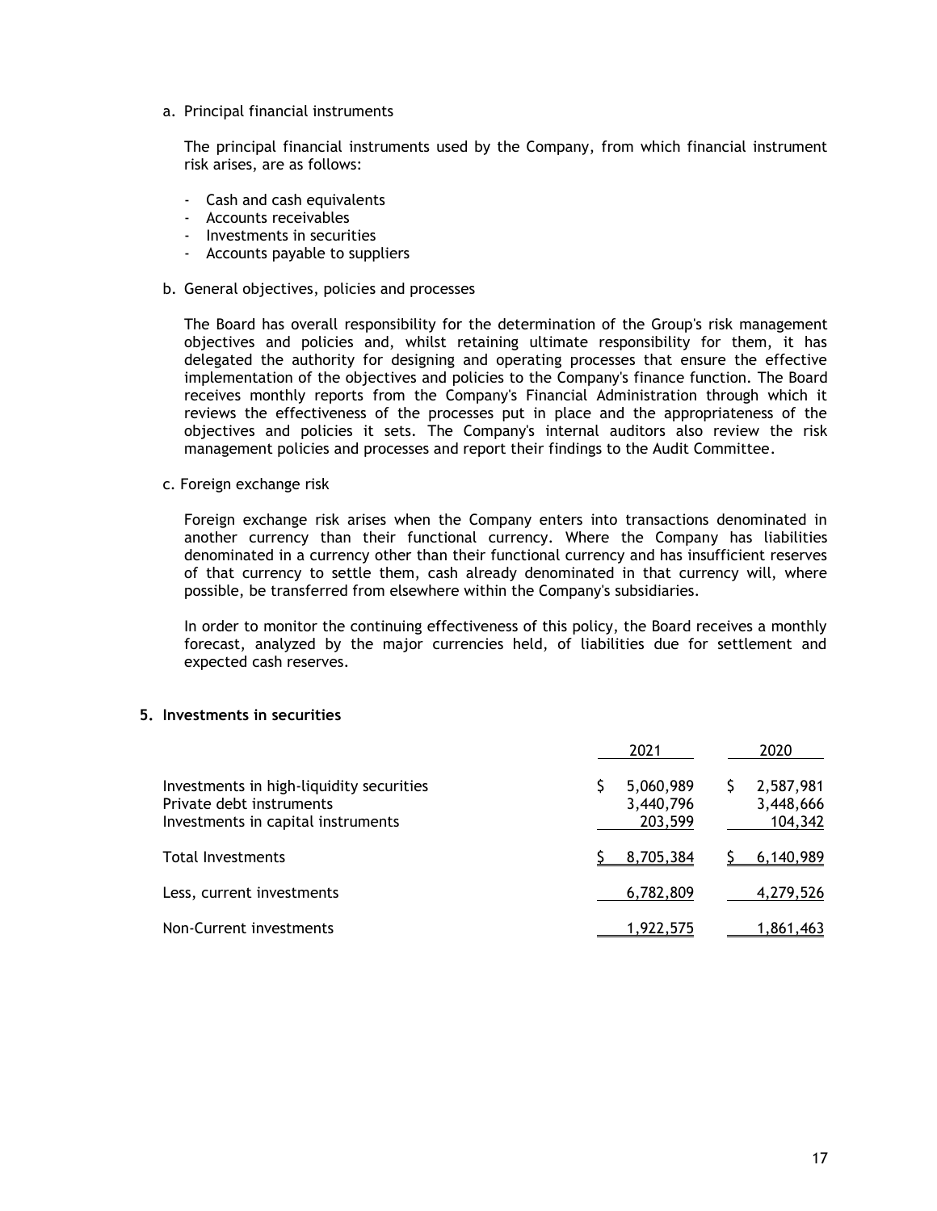a. Principal financial instruments

The principal financial instruments used by the Company, from which financial instrument risk arises, are as follows:

- Cash and cash equivalents
- Accounts receivables
- Investments in securities
- Accounts payable to suppliers

b. General objectives, policies and processes

The Board has overall responsibility for the determination of the Group's risk management objectives and policies and, whilst retaining ultimate responsibility for them, it has delegated the authority for designing and operating processes that ensure the effective implementation of the objectives and policies to the Company's finance function. The Board receives monthly reports from the Company's Financial Administration through which it reviews the effectiveness of the processes put in place and the appropriateness of the objectives and policies it sets. The Company's internal auditors also review the risk management policies and processes and report their findings to the Audit Committee.

c. Foreign exchange risk

Foreign exchange risk arises when the Company enters into transactions denominated in another currency than their functional currency. Where the Company has liabilities denominated in a currency other than their functional currency and has insufficient reserves of that currency to settle them, cash already denominated in that currency will, where possible, be transferred from elsewhere within the Company's subsidiaries.

In order to monitor the continuing effectiveness of this policy, the Board receives a monthly forecast, analyzed by the major currencies held, of liabilities due for settlement and expected cash reserves.

## 5. Investments in securities

| | 2021 | 2020 |
|---|---|---|
| Investments in high-liquidity securities | $ 5,060,989 | $ 2,587,981 |
| Private debt instruments | 3,440,796 | 3,448,666 |
| Investments in capital instruments | 203,599 | 104,342 |
| Total Investments | $ 8,705,384 | $ 6,140,989 |
| Less, current investments | 6,782,809 | 4,279,526 |
| Non-Current investments | 1,922,575 | 1,861,463 |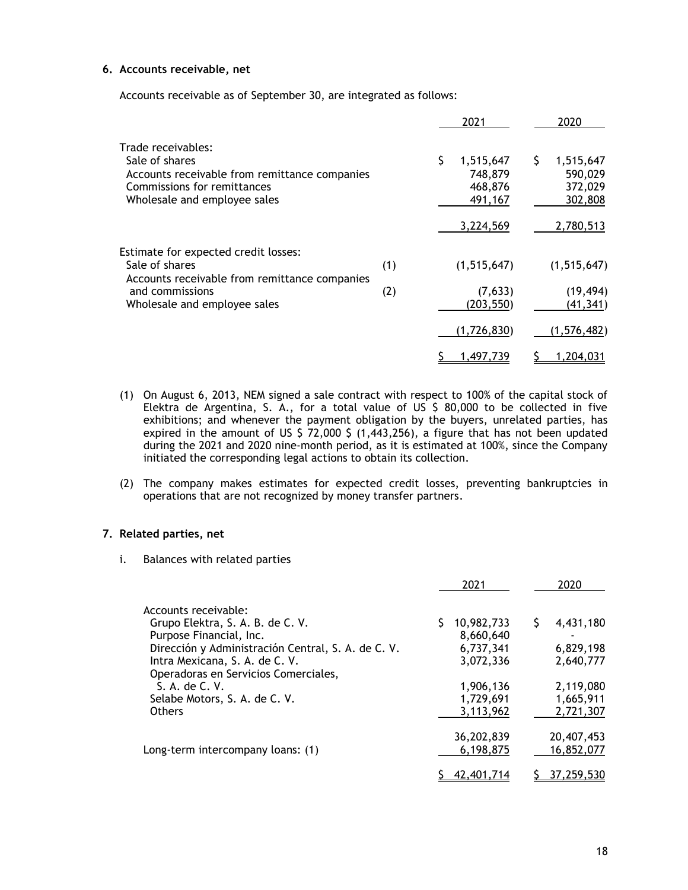## 6. Accounts receivable, net

Accounts receivable as of September 30, are integrated as follows:

| | | 2021 | 2020 |
|---|---|---|---|
| Trade receivables: | | | |
| Sale of shares | | $ 1,515,647 | $ 1,515,647 |
| Accounts receivable from remittance companies | | 748,879 | 590,029 |
| Commissions for remittances | | 468,876 | 372,029 |
| Wholesale and employee sales | | 491,167 | 302,808 |
| | | 3,224,569 | 2,780,513 |
| Estimate for expected credit losses: | | | |
| Sale of shares | (1) | (1,515,647) | (1,515,647) |
| Accounts receivable from remittance companies and commissions | (2) | (7,633) | (19,494) |
| Wholesale and employee sales | | (203,550) | (41,341) |
| | | (1,726,830) | (1,576,482) |
| | | $ 1,497,739 | $ 1,204,031 |

(1) On August 6, 2013, NEM signed a sale contract with respect to 100% of the capital stock of Elektra de Argentina, S. A., for a total value of US $ 80,000 to be collected in five exhibitions; and whenever the payment obligation by the buyers, unrelated parties, has expired in the amount of US $ 72,000 $ (1,443,256), a figure that has not been updated during the 2021 and 2020 nine-month period, as it is estimated at 100%, since the Company initiated the corresponding legal actions to obtain its collection.

(2) The company makes estimates for expected credit losses, preventing bankruptcies in operations that are not recognized by money transfer partners.

## 7. Related parties, net

i. Balances with related parties

| | 2021 | 2020 |
|---|---|---|
| Accounts receivable: | | |
| Grupo Elektra, S. A. B. de C. V. | $ 10,982,733 | $ 4,431,180 |
| Purpose Financial, Inc. | 8,660,640 | - |
| Dirección y Administración Central, S. A. de C. V. | 6,737,341 | 6,829,198 |
| Intra Mexicana, S. A. de C. V. | 3,072,336 | 2,640,777 |
| Operadoras en Servicios Comerciales, S. A. de C. V. | 1,906,136 | 2,119,080 |
| Selabe Motors, S. A. de C. V. | 1,729,691 | 1,665,911 |
| Others | 3,113,962 | 2,721,307 |
| | 36,202,839 | 20,407,453 |
| Long-term intercompany loans: (1) | 6,198,875 | 16,852,077 |
| | $ 42,401,714 | $ 37,259,530 |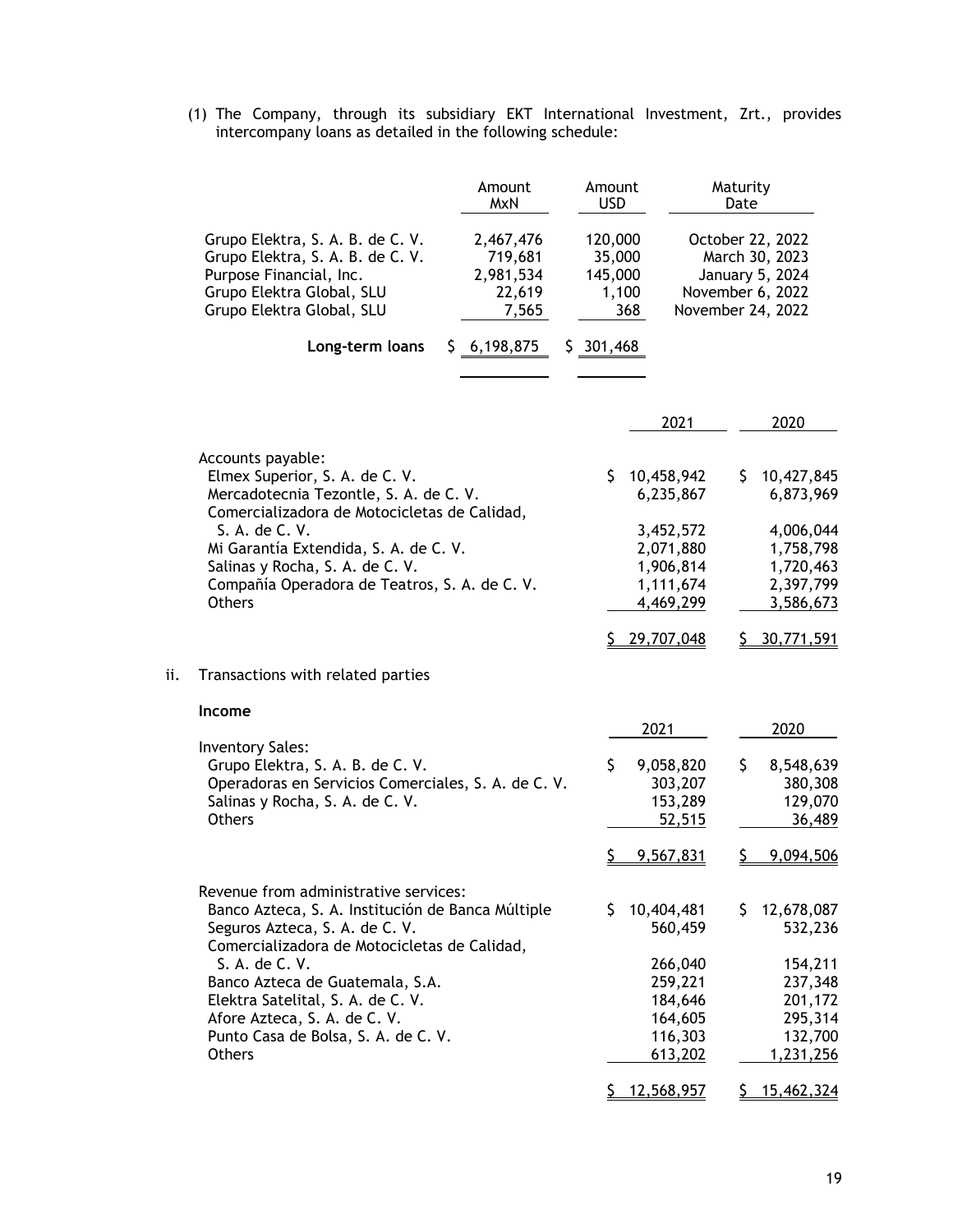(1) The Company, through its subsidiary EKT International Investment, Zrt., provides intercompany loans as detailed in the following schedule:

| | Amount MxN | Amount USD | Maturity Date |
|---|---|---|---|
| Grupo Elektra, S. A. B. de C. V. | 2,467,476 | 120,000 | October 22, 2022 |
| Grupo Elektra, S. A. B. de C. V. | 719,681 | 35,000 | March 30, 2023 |
| Purpose Financial, Inc. | 2,981,534 | 145,000 | January 5, 2024 |
| Grupo Elektra Global, SLU | 22,619 | 1,100 | November 6, 2022 |
| Grupo Elektra Global, SLU | 7,565 | 368 | November 24, 2022 |
| **Long-term loans** | $ 6,198,875 | $ 301,468 | |

| | 2021 | 2020 |
|---|---|---|
| Accounts payable: | | |
| Elmex Superior, S. A. de C. V. | $ 10,458,942 | $ 10,427,845 |
| Mercadotecnia Tezontle, S. A. de C. V. | 6,235,867 | 6,873,969 |
| Comercializadora de Motocicletas de Calidad, S. A. de C. V. | 3,452,572 | 4,006,044 |
| Mi Garantía Extendida, S. A. de C. V. | 2,071,880 | 1,758,798 |
| Salinas y Rocha, S. A. de C. V. | 1,906,814 | 1,720,463 |
| Compañía Operadora de Teatros, S. A. de C. V. | 1,111,674 | 2,397,799 |
| Others | 4,469,299 | 3,586,673 |
| | $ 29,707,048 | $ 30,771,591 |

ii. Transactions with related parties

**Income**

| | 2021 | 2020 |
|---|---|---|
| Inventory Sales: | | |
| Grupo Elektra, S. A. B. de C. V. | $ 9,058,820 | $ 8,548,639 |
| Operadoras en Servicios Comerciales, S. A. de C. V. | 303,207 | 380,308 |
| Salinas y Rocha, S. A. de C. V. | 153,289 | 129,070 |
| Others | 52,515 | 36,489 |
| | $ 9,567,831 | $ 9,094,506 |
| Revenue from administrative services: | | |
| Banco Azteca, S. A. Institución de Banca Múltiple | $ 10,404,481 | $ 12,678,087 |
| Seguros Azteca, S. A. de C. V. | 560,459 | 532,236 |
| Comercializadora de Motocicletas de Calidad, S. A. de C. V. | 266,040 | 154,211 |
| Banco Azteca de Guatemala, S.A. | 259,221 | 237,348 |
| Elektra Satelital, S. A. de C. V. | 184,646 | 201,172 |
| Afore Azteca, S. A. de C. V. | 164,605 | 295,314 |
| Punto Casa de Bolsa, S. A. de C. V. | 116,303 | 132,700 |
| Others | 613,202 | 1,231,256 |
| | $ 12,568,957 | $ 15,462,324 |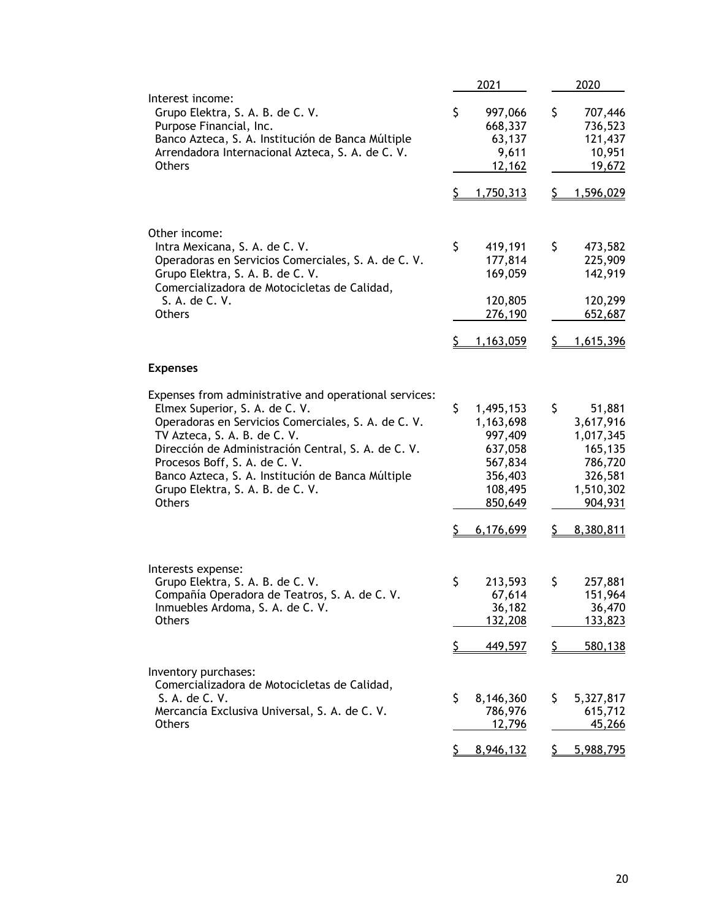| | 2021 | 2020 |
|---|---|---|
| Interest income: | | |
| Grupo Elektra, S. A. B. de C. V. | $ 997,066 | $ 707,446 |
| Purpose Financial, Inc. | 668,337 | 736,523 |
| Banco Azteca, S. A. Institución de Banca Múltiple | 63,137 | 121,437 |
| Arrendadora Internacional Azteca, S. A. de C. V. | 9,611 | 10,951 |
| Others | 12,162 | 19,672 |
| | $ 1,750,313 | $ 1,596,029 |
| Other income: | | |
| Intra Mexicana, S. A. de C. V. | $ 419,191 | $ 473,582 |
| Operadoras en Servicios Comerciales, S. A. de C. V. | 177,814 | 225,909 |
| Grupo Elektra, S. A. B. de C. V. | 169,059 | 142,919 |
| Comercializadora de Motocicletas de Calidad, S. A. de C. V. | 120,805 | 120,299 |
| Others | 276,190 | 652,687 |
| | $ 1,163,059 | $ 1,615,396 |

**Expenses**

| | 2021 | 2020 |
|---|---|---|
| Expenses from administrative and operational services: | | |
| Elmex Superior, S. A. de C. V. | $ 1,495,153 | $ 51,881 |
| Operadoras en Servicios Comerciales, S. A. de C. V. | 1,163,698 | 3,617,916 |
| TV Azteca, S. A. B. de C. V. | 997,409 | 1,017,345 |
| Dirección de Administración Central, S. A. de C. V. | 637,058 | 165,135 |
| Procesos Boff, S. A. de C. V. | 567,834 | 786,720 |
| Banco Azteca, S. A. Institución de Banca Múltiple | 356,403 | 326,581 |
| Grupo Elektra, S. A. B. de C. V. | 108,495 | 1,510,302 |
| Others | 850,649 | 904,931 |
| | $ 6,176,699 | $ 8,380,811 |
| Interests expense: | | |
| Grupo Elektra, S. A. B. de C. V. | $ 213,593 | $ 257,881 |
| Compañía Operadora de Teatros, S. A. de C. V. | 67,614 | 151,964 |
| Inmuebles Ardoma, S. A. de C. V. | 36,182 | 36,470 |
| Others | 132,208 | 133,823 |
| | $ 449,597 | $ 580,138 |
| Inventory purchases: | | |
| Comercializadora de Motocicletas de Calidad, S. A. de C. V. | $ 8,146,360 | $ 5,327,817 |
| Mercancía Exclusiva Universal, S. A. de C. V. | 786,976 | 615,712 |
| Others | 12,796 | 45,266 |
| | $ 8,946,132 | $ 5,988,795 |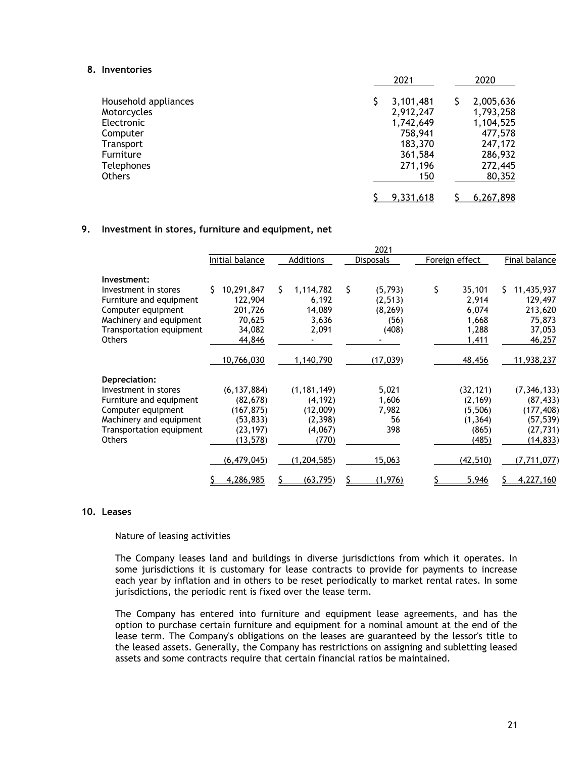## 8. Inventories

| | 2021 | 2020 |
|---|---|---|
| Household appliances | $ 3,101,481 | $ 2,005,636 |
| Motorcycles | 2,912,247 | 1,793,258 |
| Electronic | 1,742,649 | 1,104,525 |
| Computer | 758,941 | 477,578 |
| Transport | 183,370 | 247,172 |
| Furniture | 361,584 | 286,932 |
| Telephones | 271,196 | 272,445 |
| Others | 150 | 80,352 |
| | $ 9,331,618 | $ 6,267,898 |

## 9. Investment in stores, furniture and equipment, net

| | 2021 | | | | |
|---|---|---|---|---|---|
| | Initial balance | Additions | Disposals | Foreign effect | Final balance |
| **Investment:** | | | | | |
| Investment in stores | $ 10,291,847 | $ 1,114,782 | $ (5,793) | $ 35,101 | $ 11,435,937 |
| Furniture and equipment | 122,904 | 6,192 | (2,513) | 2,914 | 129,497 |
| Computer equipment | 201,726 | 14,089 | (8,269) | 6,074 | 213,620 |
| Machinery and equipment | 70,625 | 3,636 | (56) | 1,668 | 75,873 |
| Transportation equipment | 34,082 | 2,091 | (408) | 1,288 | 37,053 |
| Others | 44,846 | - | - | 1,411 | 46,257 |
| | 10,766,030 | 1,140,790 | (17,039) | 48,456 | 11,938,237 |
| **Depreciation:** | | | | | |
| Investment in stores | (6,137,884) | (1,181,149) | 5,021 | (32,121) | (7,346,133) |
| Furniture and equipment | (82,678) | (4,192) | 1,606 | (2,169) | (87,433) |
| Computer equipment | (167,875) | (12,009) | 7,982 | (5,506) | (177,408) |
| Machinery and equipment | (53,833) | (2,398) | 56 | (1,364) | (57,539) |
| Transportation equipment | (23,197) | (4,067) | 398 | (865) | (27,731) |
| Others | (13,578) | (770) | | (485) | (14,833) |
| | (6,479,045) | (1,204,585) | 15,063 | (42,510) | (7,711,077) |
| | $ 4,286,985 | $ (63,795) | $ (1,976) | $ 5,946 | $ 4,227,160 |

## 10. Leases

Nature of leasing activities

The Company leases land and buildings in diverse jurisdictions from which it operates. In some jurisdictions it is customary for lease contracts to provide for payments to increase each year by inflation and in others to be reset periodically to market rental rates. In some jurisdictions, the periodic rent is fixed over the lease term.

The Company has entered into furniture and equipment lease agreements, and has the option to purchase certain furniture and equipment for a nominal amount at the end of the lease term. The Company's obligations on the leases are guaranteed by the lessor's title to the leased assets. Generally, the Company has restrictions on assigning and subletting leased assets and some contracts require that certain financial ratios be maintained.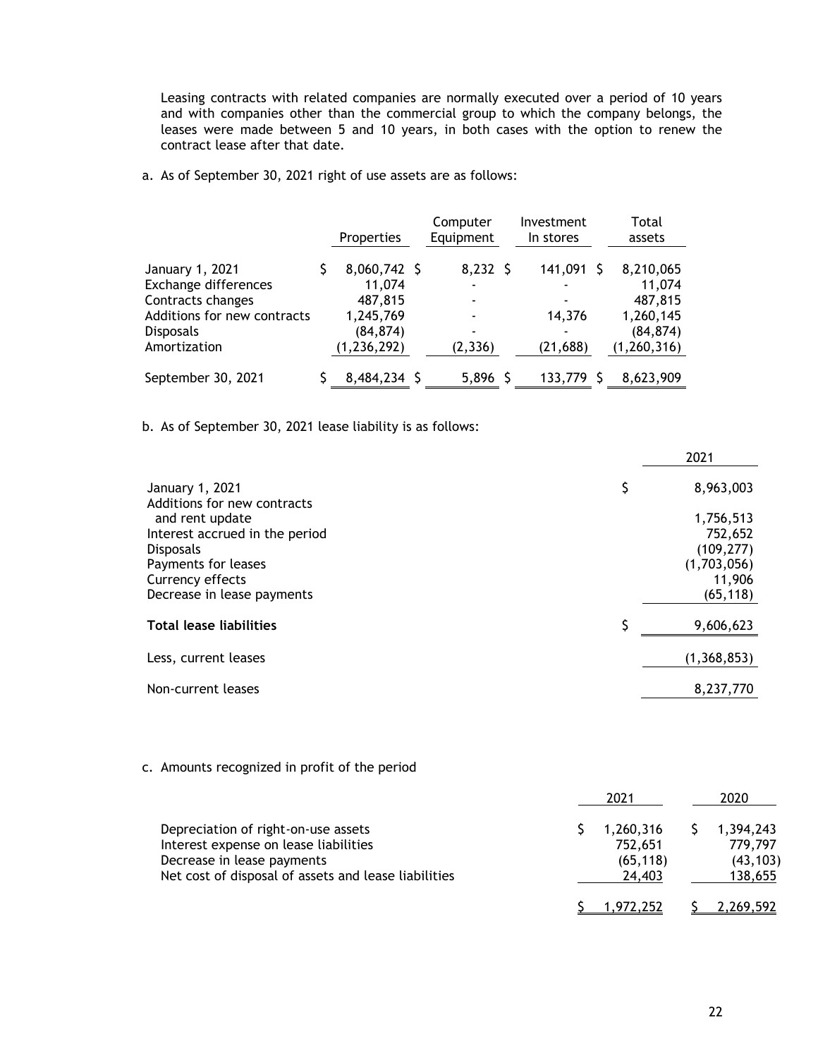Leasing contracts with related companies are normally executed over a period of 10 years and with companies other than the commercial group to which the company belongs, the leases were made between 5 and 10 years, in both cases with the option to renew the contract lease after that date.

a. As of September 30, 2021 right of use assets are as follows:

| | Properties | Computer Equipment | Investment In stores | Total assets |
|---|---|---|---|---|
| January 1, 2021 | $ 8,060,742 | $ 8,232 | $ 141,091 | $ 8,210,065 |
| Exchange differences | 11,074 | - | - | 11,074 |
| Contracts changes | 487,815 | - | - | 487,815 |
| Additions for new contracts | 1,245,769 | - | 14,376 | 1,260,145 |
| Disposals | (84,874) | - | - | (84,874) |
| Amortization | (1,236,292) | (2,336) | (21,688) | (1,260,316) |
| September 30, 2021 | $ 8,484,234 | $ 5,896 | $ 133,779 | $ 8,623,909 |

b. As of September 30, 2021 lease liability is as follows:

| | 2021 |
|---|---|
| January 1, 2021 | $ 8,963,003 |
| Additions for new contracts and rent update | 1,756,513 |
| Interest accrued in the period | 752,652 |
| Disposals | (109,277) |
| Payments for leases | (1,703,056) |
| Currency effects | 11,906 |
| Decrease in lease payments | (65,118) |
| **Total lease liabilities** | $ 9,606,623 |
| Less, current leases | (1,368,853) |
| Non-current leases | 8,237,770 |

c. Amounts recognized in profit of the period

| | 2021 | 2020 |
|---|---|---|
| Depreciation of right-on-use assets | $ 1,260,316 | $ 1,394,243 |
| Interest expense on lease liabilities | 752,651 | 779,797 |
| Decrease in lease payments | (65,118) | (43,103) |
| Net cost of disposal of assets and lease liabilities | 24,403 | 138,655 |
| | $ 1,972,252 | $ 2,269,592 |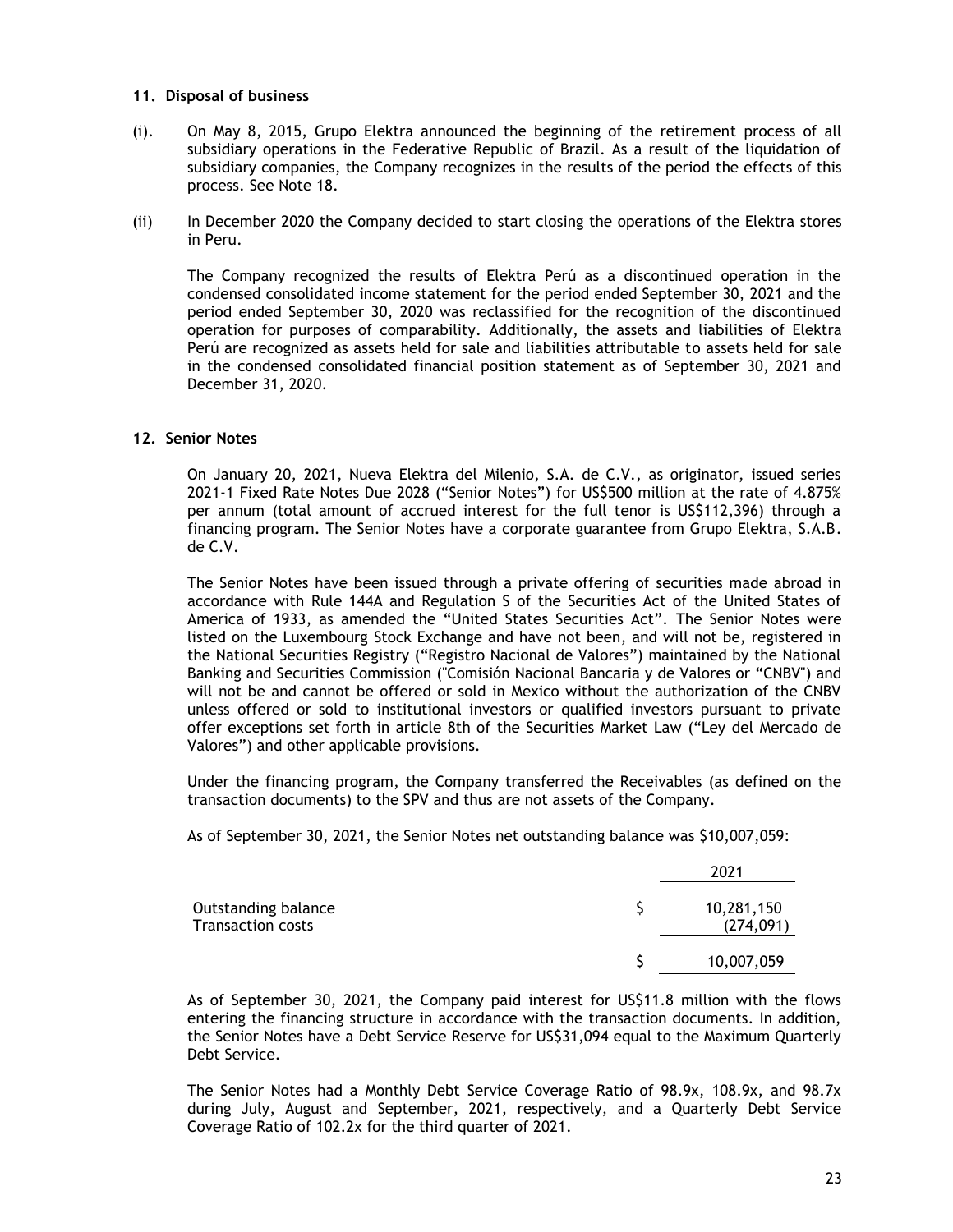## 11. Disposal of business

(i). On May 8, 2015, Grupo Elektra announced the beginning of the retirement process of all subsidiary operations in the Federative Republic of Brazil. As a result of the liquidation of subsidiary companies, the Company recognizes in the results of the period the effects of this process. See Note 18.

(ii) In December 2020 the Company decided to start closing the operations of the Elektra stores in Peru.

The Company recognized the results of Elektra Perú as a discontinued operation in the condensed consolidated income statement for the period ended September 30, 2021 and the period ended September 30, 2020 was reclassified for the recognition of the discontinued operation for purposes of comparability. Additionally, the assets and liabilities of Elektra Perú are recognized as assets held for sale and liabilities attributable to assets held for sale in the condensed consolidated financial position statement as of September 30, 2021 and December 31, 2020.

## 12. Senior Notes

On January 20, 2021, Nueva Elektra del Milenio, S.A. de C.V., as originator, issued series 2021-1 Fixed Rate Notes Due 2028 ("Senior Notes") for US$500 million at the rate of 4.875% per annum (total amount of accrued interest for the full tenor is US$112,396) through a financing program. The Senior Notes have a corporate guarantee from Grupo Elektra, S.A.B. de C.V.

The Senior Notes have been issued through a private offering of securities made abroad in accordance with Rule 144A and Regulation S of the Securities Act of the United States of America of 1933, as amended the "United States Securities Act". The Senior Notes were listed on the Luxembourg Stock Exchange and have not been, and will not be, registered in the National Securities Registry ("Registro Nacional de Valores") maintained by the National Banking and Securities Commission ("Comisión Nacional Bancaria y de Valores or "CNBV") and will not be and cannot be offered or sold in Mexico without the authorization of the CNBV unless offered or sold to institutional investors or qualified investors pursuant to private offer exceptions set forth in article 8th of the Securities Market Law ("Ley del Mercado de Valores") and other applicable provisions.

Under the financing program, the Company transferred the Receivables (as defined on the transaction documents) to the SPV and thus are not assets of the Company.

As of September 30, 2021, the Senior Notes net outstanding balance was $10,007,059:

| | | 2021 |
|---|---|---|
| Outstanding balance | $ | 10,281,150 |
| Transaction costs | | (274,091) |
| | $ | 10,007,059 |

As of September 30, 2021, the Company paid interest for US$11.8 million with the flows entering the financing structure in accordance with the transaction documents. In addition, the Senior Notes have a Debt Service Reserve for US$31,094 equal to the Maximum Quarterly Debt Service.

The Senior Notes had a Monthly Debt Service Coverage Ratio of 98.9x, 108.9x, and 98.7x during July, August and September, 2021, respectively, and a Quarterly Debt Service Coverage Ratio of 102.2x for the third quarter of 2021.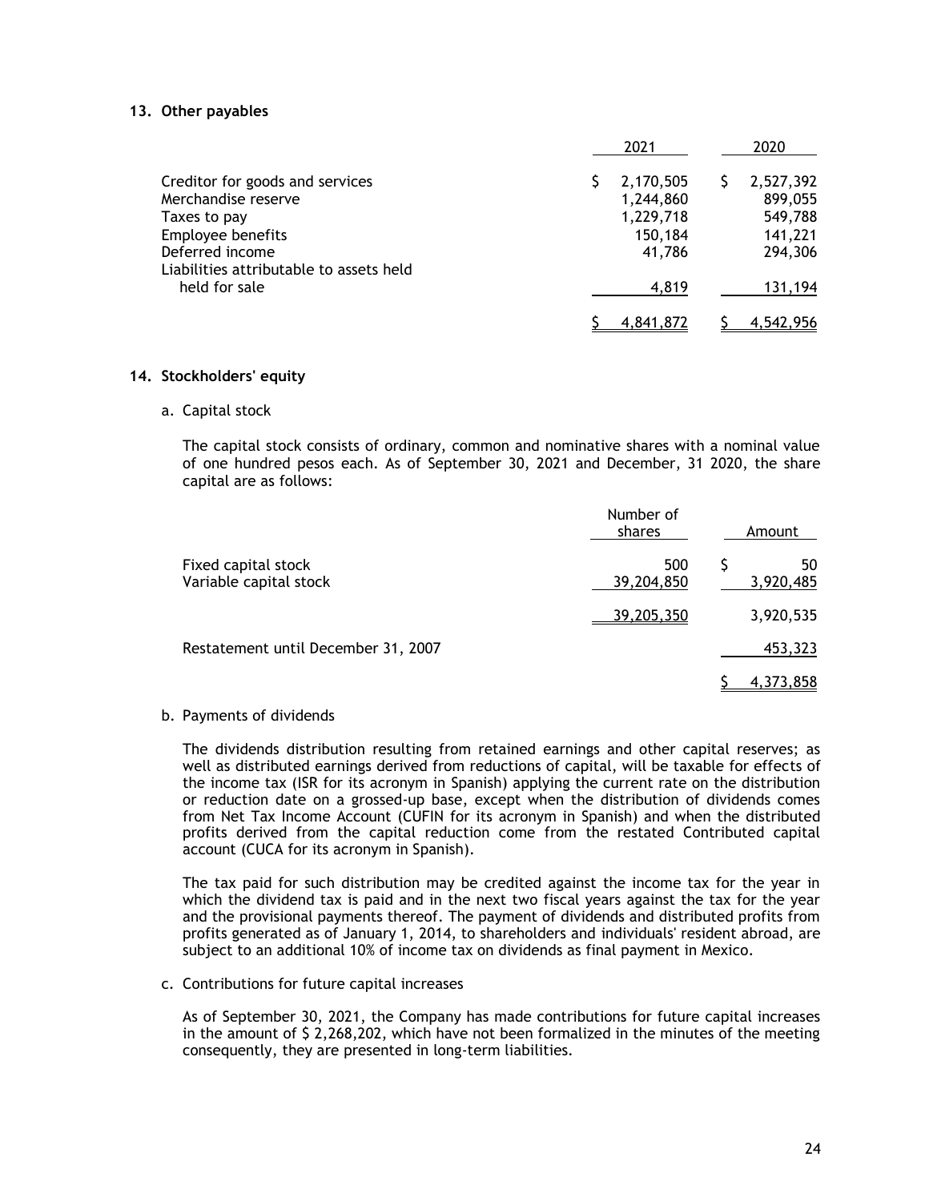## 13. Other payables

| | 2021 | 2020 |
|---|---|---|
| Creditor for goods and services | $ 2,170,505 | $ 2,527,392 |
| Merchandise reserve | 1,244,860 | 899,055 |
| Taxes to pay | 1,229,718 | 549,788 |
| Employee benefits | 150,184 | 141,221 |
| Deferred income | 41,786 | 294,306 |
| Liabilities attributable to assets held held for sale | 4,819 | 131,194 |
| | $ 4,841,872 | $ 4,542,956 |

## 14. Stockholders' equity

a. Capital stock

The capital stock consists of ordinary, common and nominative shares with a nominal value of one hundred pesos each. As of September 30, 2021 and December, 31 2020, the share capital are as follows:

| | Number of shares | Amount |
|---|---|---|
| Fixed capital stock | 500 | $ 50 |
| Variable capital stock | 39,204,850 | 3,920,485 |
| | 39,205,350 | 3,920,535 |
| Restatement until December 31, 2007 | | 453,323 |
| | | $ 4,373,858 |

b. Payments of dividends

The dividends distribution resulting from retained earnings and other capital reserves; as well as distributed earnings derived from reductions of capital, will be taxable for effects of the income tax (ISR for its acronym in Spanish) applying the current rate on the distribution or reduction date on a grossed-up base, except when the distribution of dividends comes from Net Tax Income Account (CUFIN for its acronym in Spanish) and when the distributed profits derived from the capital reduction come from the restated Contributed capital account (CUCA for its acronym in Spanish).

The tax paid for such distribution may be credited against the income tax for the year in which the dividend tax is paid and in the next two fiscal years against the tax for the year and the provisional payments thereof. The payment of dividends and distributed profits from profits generated as of January 1, 2014, to shareholders and individuals' resident abroad, are subject to an additional 10% of income tax on dividends as final payment in Mexico.

c. Contributions for future capital increases

As of September 30, 2021, the Company has made contributions for future capital increases in the amount of $ 2,268,202, which have not been formalized in the minutes of the meeting consequently, they are presented in long-term liabilities.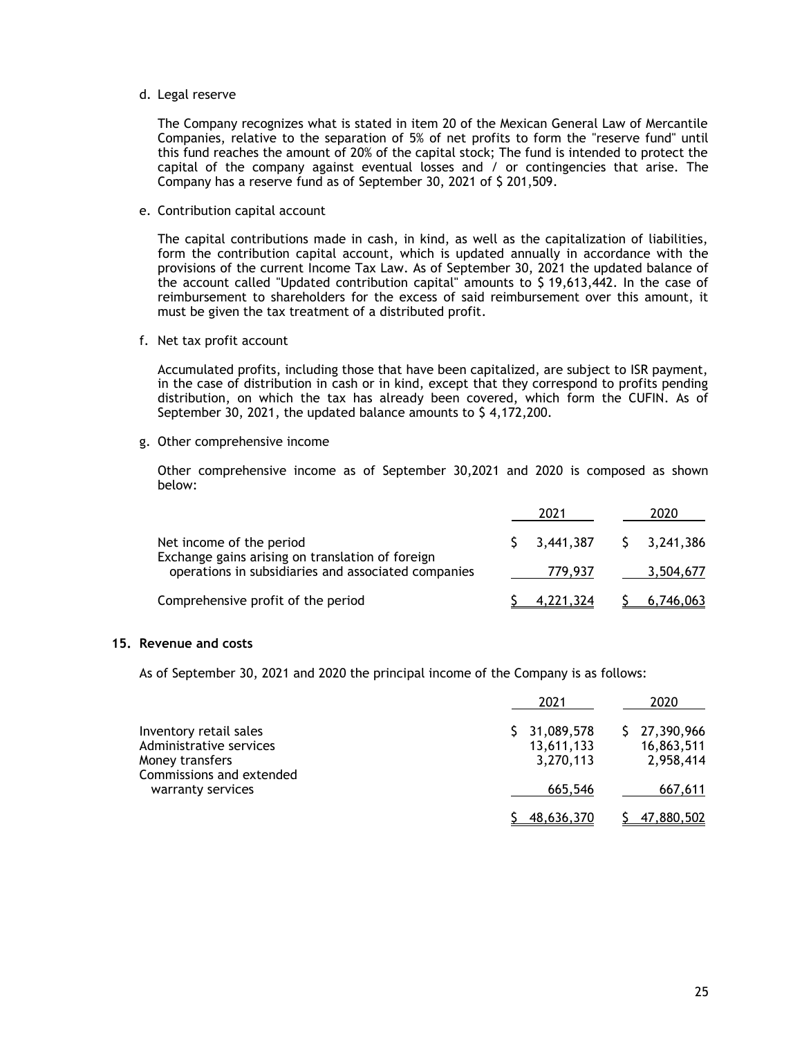d. Legal reserve

The Company recognizes what is stated in item 20 of the Mexican General Law of Mercantile Companies, relative to the separation of 5% of net profits to form the "reserve fund" until this fund reaches the amount of 20% of the capital stock; The fund is intended to protect the capital of the company against eventual losses and / or contingencies that arise. The Company has a reserve fund as of September 30, 2021 of $ 201,509.

e. Contribution capital account

The capital contributions made in cash, in kind, as well as the capitalization of liabilities, form the contribution capital account, which is updated annually in accordance with the provisions of the current Income Tax Law. As of September 30, 2021 the updated balance of the account called "Updated contribution capital" amounts to $ 19,613,442. In the case of reimbursement to shareholders for the excess of said reimbursement over this amount, it must be given the tax treatment of a distributed profit.

f. Net tax profit account

Accumulated profits, including those that have been capitalized, are subject to ISR payment, in the case of distribution in cash or in kind, except that they correspond to profits pending distribution, on which the tax has already been covered, which form the CUFIN. As of September 30, 2021, the updated balance amounts to $ 4,172,200.

g. Other comprehensive income

Other comprehensive income as of September 30,2021 and 2020 is composed as shown below:

| | 2021 | 2020 |
|---|---|---|
| Net income of the period | $ 3,441,387 | $ 3,241,386 |
| Exchange gains arising on translation of foreign operations in subsidiaries and associated companies | 779,937 | 3,504,677 |
| Comprehensive profit of the period | $ 4,221,324 | $ 6,746,063 |

## 15. Revenue and costs

As of September 30, 2021 and 2020 the principal income of the Company is as follows:

| | 2021 | 2020 |
|---|---|---|
| Inventory retail sales | $ 31,089,578 | $ 27,390,966 |
| Administrative services | 13,611,133 | 16,863,511 |
| Money transfers | 3,270,113 | 2,958,414 |
| Commissions and extended warranty services | 665,546 | 667,611 |
| | $ 48,636,370 | $ 47,880,502 |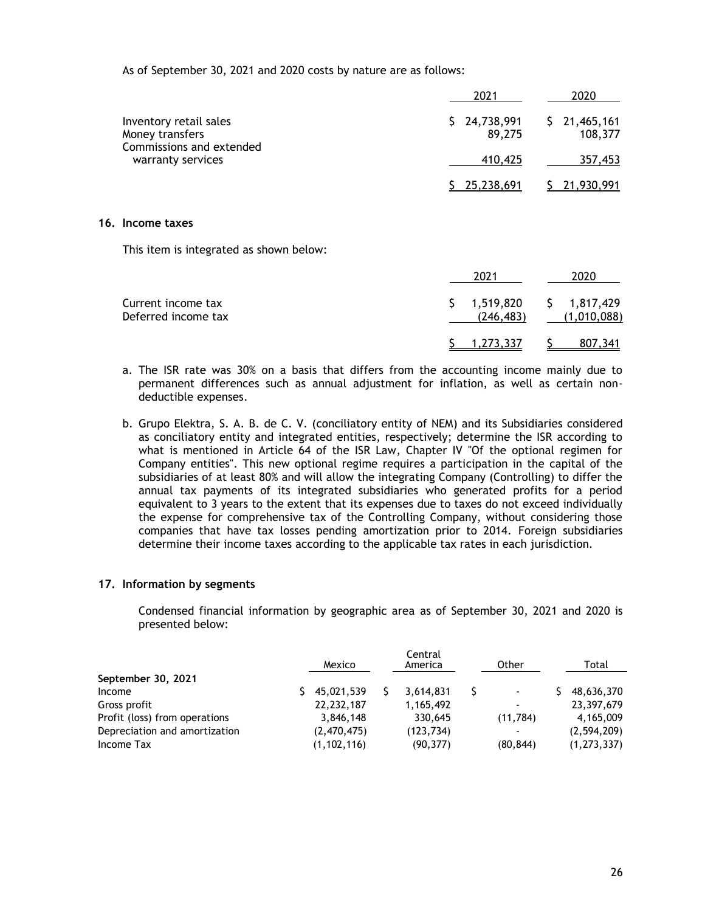As of September 30, 2021 and 2020 costs by nature are as follows:

| | 2021 | 2020 |
|---|---|---|
| Inventory retail sales | $ 24,738,991 | $ 21,465,161 |
| Money transfers | 89,275 | 108,377 |
| Commissions and extended warranty services | 410,425 | 357,453 |
| | $ 25,238,691 | $ 21,930,991 |

## 16. Income taxes

This item is integrated as shown below:

| | 2021 | 2020 |
|---|---|---|
| Current income tax | $ 1,519,820 | $ 1,817,429 |
| Deferred income tax | (246,483) | (1,010,088) |
| | $ 1,273,337 | $ 807,341 |

a. The ISR rate was 30% on a basis that differs from the accounting income mainly due to permanent differences such as annual adjustment for inflation, as well as certain non-deductible expenses.

b. Grupo Elektra, S. A. B. de C. V. (conciliatory entity of NEM) and its Subsidiaries considered as conciliatory entity and integrated entities, respectively; determine the ISR according to what is mentioned in Article 64 of the ISR Law, Chapter IV "Of the optional regimen for Company entities". This new optional regime requires a participation in the capital of the subsidiaries of at least 80% and will allow the integrating Company (Controlling) to differ the annual tax payments of its integrated subsidiaries who generated profits for a period equivalent to 3 years to the extent that its expenses due to taxes do not exceed individually the expense for comprehensive tax of the Controlling Company, without considering those companies that have tax losses pending amortization prior to 2014. Foreign subsidiaries determine their income taxes according to the applicable tax rates in each jurisdiction.

## 17. Information by segments

Condensed financial information by geographic area as of September 30, 2021 and 2020 is presented below:

| | Mexico | Central America | Other | Total |
|---|---|---|---|---|
| **September 30, 2021** | | | | |
| Income | $ 45,021,539 | $ 3,614,831 | $ - | $ 48,636,370 |
| Gross profit | 22,232,187 | 1,165,492 | - | 23,397,679 |
| Profit (loss) from operations | 3,846,148 | 330,645 | (11,784) | 4,165,009 |
| Depreciation and amortization | (2,470,475) | (123,734) | - | (2,594,209) |
| Income Tax | (1,102,116) | (90,377) | (80,844) | (1,273,337) |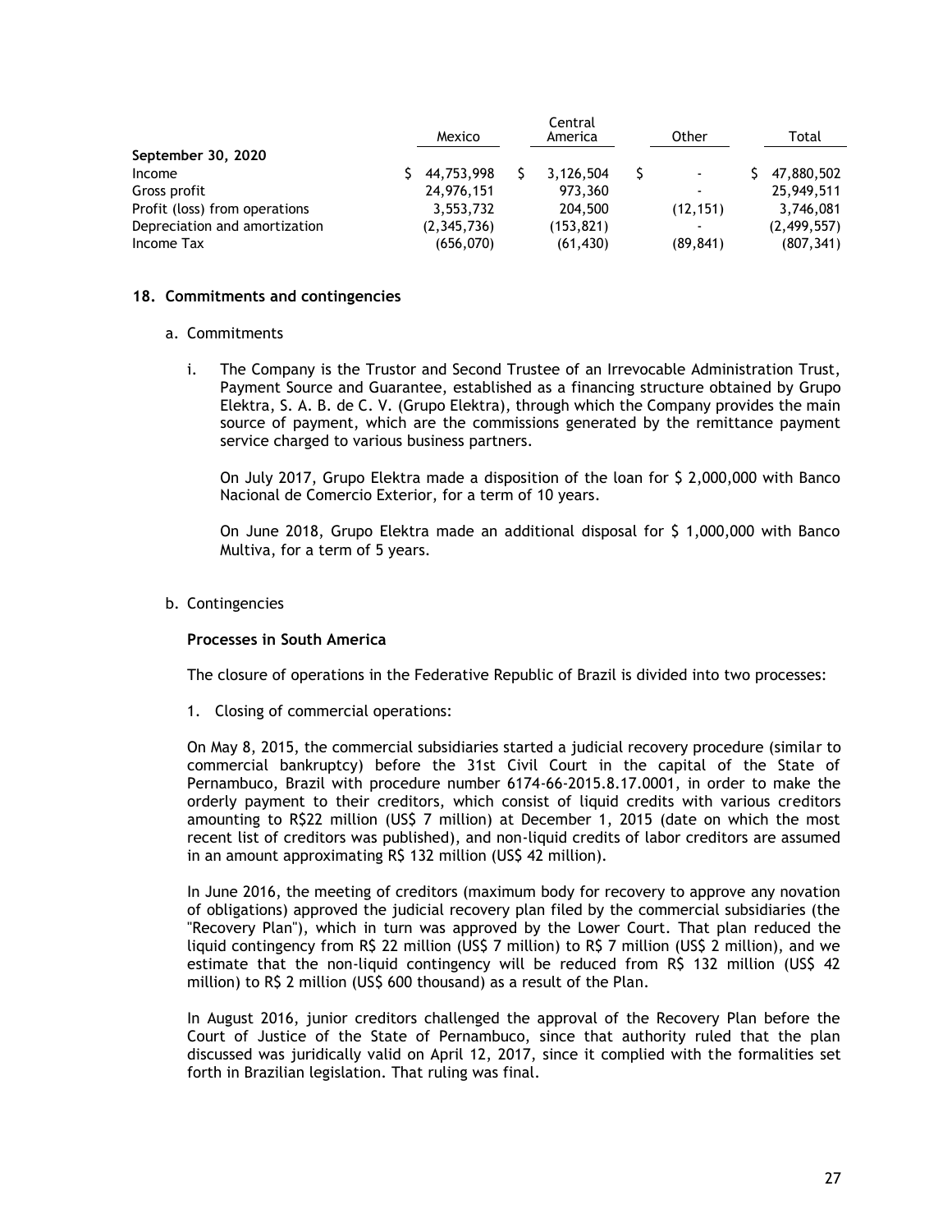| | Mexico | Central America | Other | Total |
|---|---|---|---|---|
| **September 30, 2020** | | | | |
| Income | $ 44,753,998 | $ 3,126,504 | $ - | $ 47,880,502 |
| Gross profit | 24,976,151 | 973,360 | - | 25,949,511 |
| Profit (loss) from operations | 3,553,732 | 204,500 | (12,151) | 3,746,081 |
| Depreciation and amortization | (2,345,736) | (153,821) | - | (2,499,557) |
| Income Tax | (656,070) | (61,430) | (89,841) | (807,341) |

## 18. Commitments and contingencies

a. Commitments

i. The Company is the Trustor and Second Trustee of an Irrevocable Administration Trust, Payment Source and Guarantee, established as a financing structure obtained by Grupo Elektra, S. A. B. de C. V. (Grupo Elektra), through which the Company provides the main source of payment, which are the commissions generated by the remittance payment service charged to various business partners.

On July 2017, Grupo Elektra made a disposition of the loan for $ 2,000,000 with Banco Nacional de Comercio Exterior, for a term of 10 years.

On June 2018, Grupo Elektra made an additional disposal for $ 1,000,000 with Banco Multiva, for a term of 5 years.

b. Contingencies

**Processes in South America**

The closure of operations in the Federative Republic of Brazil is divided into two processes:

1. Closing of commercial operations:

On May 8, 2015, the commercial subsidiaries started a judicial recovery procedure (similar to commercial bankruptcy) before the 31st Civil Court in the capital of the State of Pernambuco, Brazil with procedure number 6174-66-2015.8.17.0001, in order to make the orderly payment to their creditors, which consist of liquid credits with various creditors amounting to R$22 million (US$ 7 million) at December 1, 2015 (date on which the most recent list of creditors was published), and non-liquid credits of labor creditors are assumed in an amount approximating R$ 132 million (US$ 42 million).

In June 2016, the meeting of creditors (maximum body for recovery to approve any novation of obligations) approved the judicial recovery plan filed by the commercial subsidiaries (the "Recovery Plan"), which in turn was approved by the Lower Court. That plan reduced the liquid contingency from R$ 22 million (US$ 7 million) to R$ 7 million (US$ 2 million), and we estimate that the non-liquid contingency will be reduced from R$ 132 million (US$ 42 million) to R$ 2 million (US$ 600 thousand) as a result of the Plan.

In August 2016, junior creditors challenged the approval of the Recovery Plan before the Court of Justice of the State of Pernambuco, since that authority ruled that the plan discussed was juridically valid on April 12, 2017, since it complied with the formalities set forth in Brazilian legislation. That ruling was final.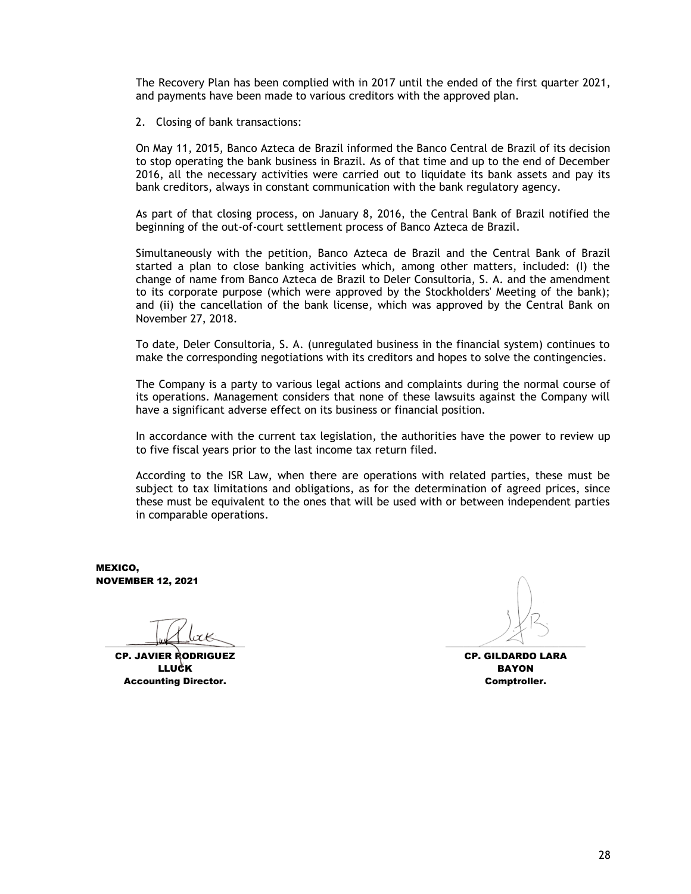The Recovery Plan has been complied with in 2017 until the ended of the first quarter 2021, and payments have been made to various creditors with the approved plan.

2. Closing of bank transactions:

On May 11, 2015, Banco Azteca de Brazil informed the Banco Central de Brazil of its decision to stop operating the bank business in Brazil. As of that time and up to the end of December 2016, all the necessary activities were carried out to liquidate its bank assets and pay its bank creditors, always in constant communication with the bank regulatory agency.

As part of that closing process, on January 8, 2016, the Central Bank of Brazil notified the beginning of the out-of-court settlement process of Banco Azteca de Brazil.

Simultaneously with the petition, Banco Azteca de Brazil and the Central Bank of Brazil started a plan to close banking activities which, among other matters, included: (I) the change of name from Banco Azteca de Brazil to Deler Consultoria, S. A. and the amendment to its corporate purpose (which were approved by the Stockholders' Meeting of the bank); and (ii) the cancellation of the bank license, which was approved by the Central Bank on November 27, 2018.

To date, Deler Consultoria, S. A. (unregulated business in the financial system) continues to make the corresponding negotiations with its creditors and hopes to solve the contingencies.

The Company is a party to various legal actions and complaints during the normal course of its operations. Management considers that none of these lawsuits against the Company will have a significant adverse effect on its business or financial position.

In accordance with the current tax legislation, the authorities have the power to review up to five fiscal years prior to the last income tax return filed.

According to the ISR Law, when there are operations with related parties, these must be subject to tax limitations and obligations, as for the determination of agreed prices, since these must be equivalent to the ones that will be used with or between independent parties in comparable operations.

**MEXICO,**
**NOVEMBER 12, 2021**

**CP. JAVIER RODRIGUEZ LLUCK**
**Accounting Director.**

**CP. GILDARDO LARA BAYON**
**Comptroller.**